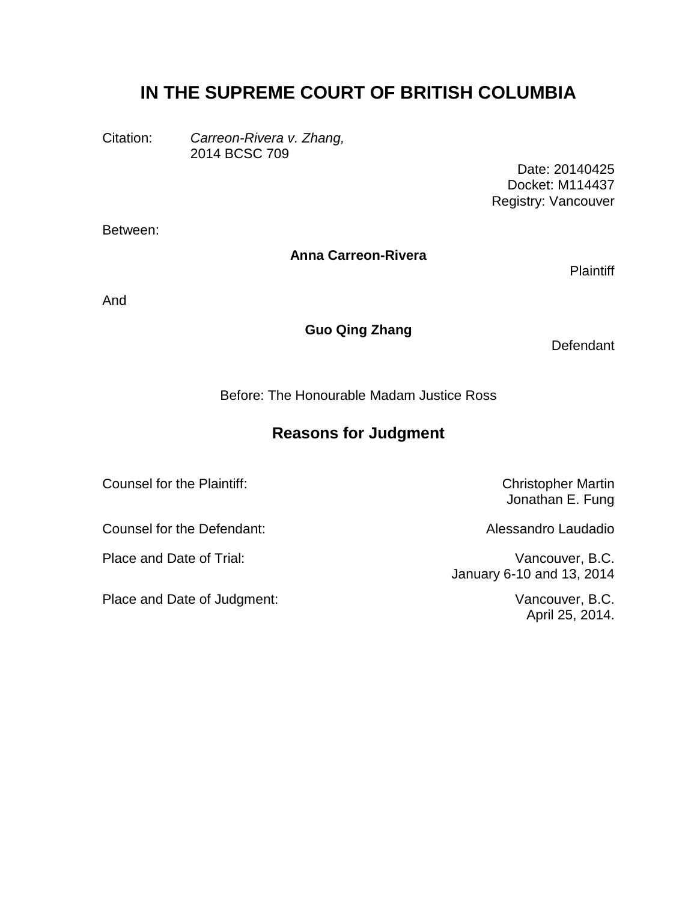# IN THE SUPREME COURT OF BRITISH COLUMBIA

Citation: *Carreon-Rivera v. Zhang,*
2014 BCSC 709

Date: 20140425
Docket: M114437
Registry: Vancouver

Between:

**Anna Carreon-Rivera**

Plaintiff

And

**Guo Qing Zhang**

Defendant

Before: The Honourable Madam Justice Ross

## Reasons for Judgment

| | |
|---|---|
| Counsel for the Plaintiff: | Christopher Martin<br>Jonathan E. Fung |
| Counsel for the Defendant: | Alessandro Laudadio |
| Place and Date of Trial: | Vancouver, B.C.<br>January 6-10 and 13, 2014 |
| Place and Date of Judgment: | Vancouver, B.C.<br>April 25, 2014. |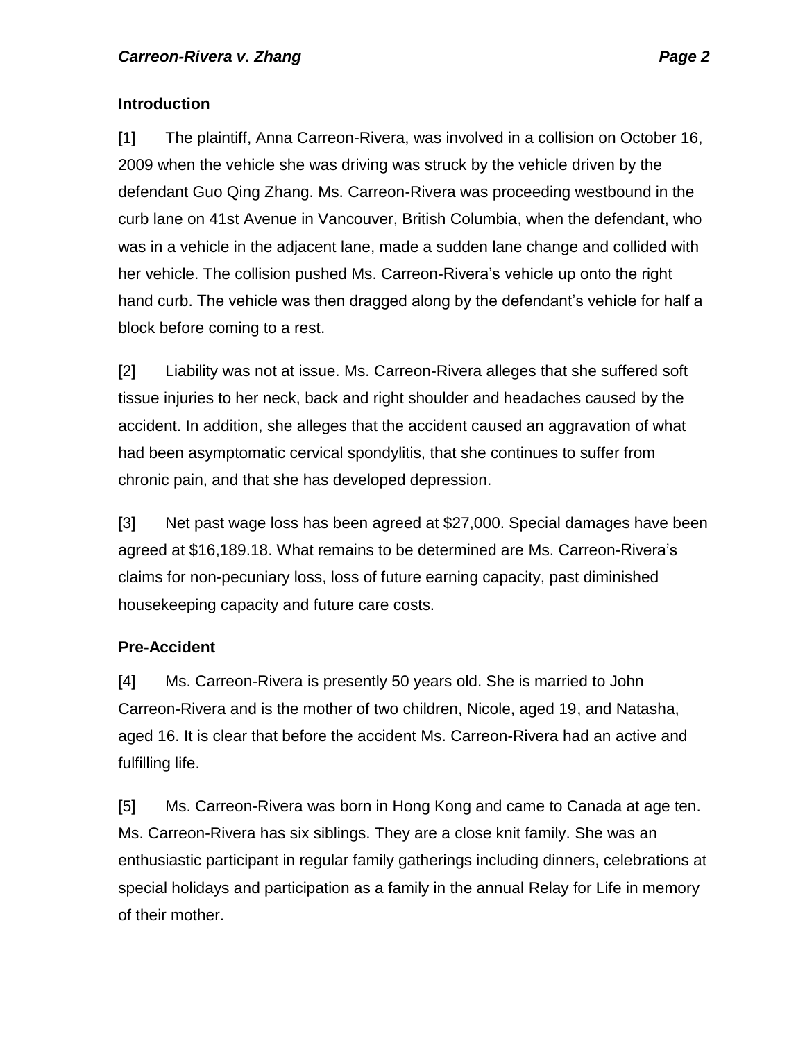### Introduction

[1] The plaintiff, Anna Carreon-Rivera, was involved in a collision on October 16, 2009 when the vehicle she was driving was struck by the vehicle driven by the defendant Guo Qing Zhang. Ms. Carreon-Rivera was proceeding westbound in the curb lane on 41st Avenue in Vancouver, British Columbia, when the defendant, who was in a vehicle in the adjacent lane, made a sudden lane change and collided with her vehicle. The collision pushed Ms. Carreon-Rivera's vehicle up onto the right hand curb. The vehicle was then dragged along by the defendant's vehicle for half a block before coming to a rest.

[2] Liability was not at issue. Ms. Carreon-Rivera alleges that she suffered soft tissue injuries to her neck, back and right shoulder and headaches caused by the accident. In addition, she alleges that the accident caused an aggravation of what had been asymptomatic cervical spondylitis, that she continues to suffer from chronic pain, and that she has developed depression.

[3] Net past wage loss has been agreed at $27,000. Special damages have been agreed at $16,189.18. What remains to be determined are Ms. Carreon-Rivera's claims for non-pecuniary loss, loss of future earning capacity, past diminished housekeeping capacity and future care costs.

### Pre-Accident

[4] Ms. Carreon-Rivera is presently 50 years old. She is married to John Carreon-Rivera and is the mother of two children, Nicole, aged 19, and Natasha, aged 16. It is clear that before the accident Ms. Carreon-Rivera had an active and fulfilling life.

[5] Ms. Carreon-Rivera was born in Hong Kong and came to Canada at age ten. Ms. Carreon-Rivera has six siblings. They are a close knit family. She was an enthusiastic participant in regular family gatherings including dinners, celebrations at special holidays and participation as a family in the annual Relay for Life in memory of their mother.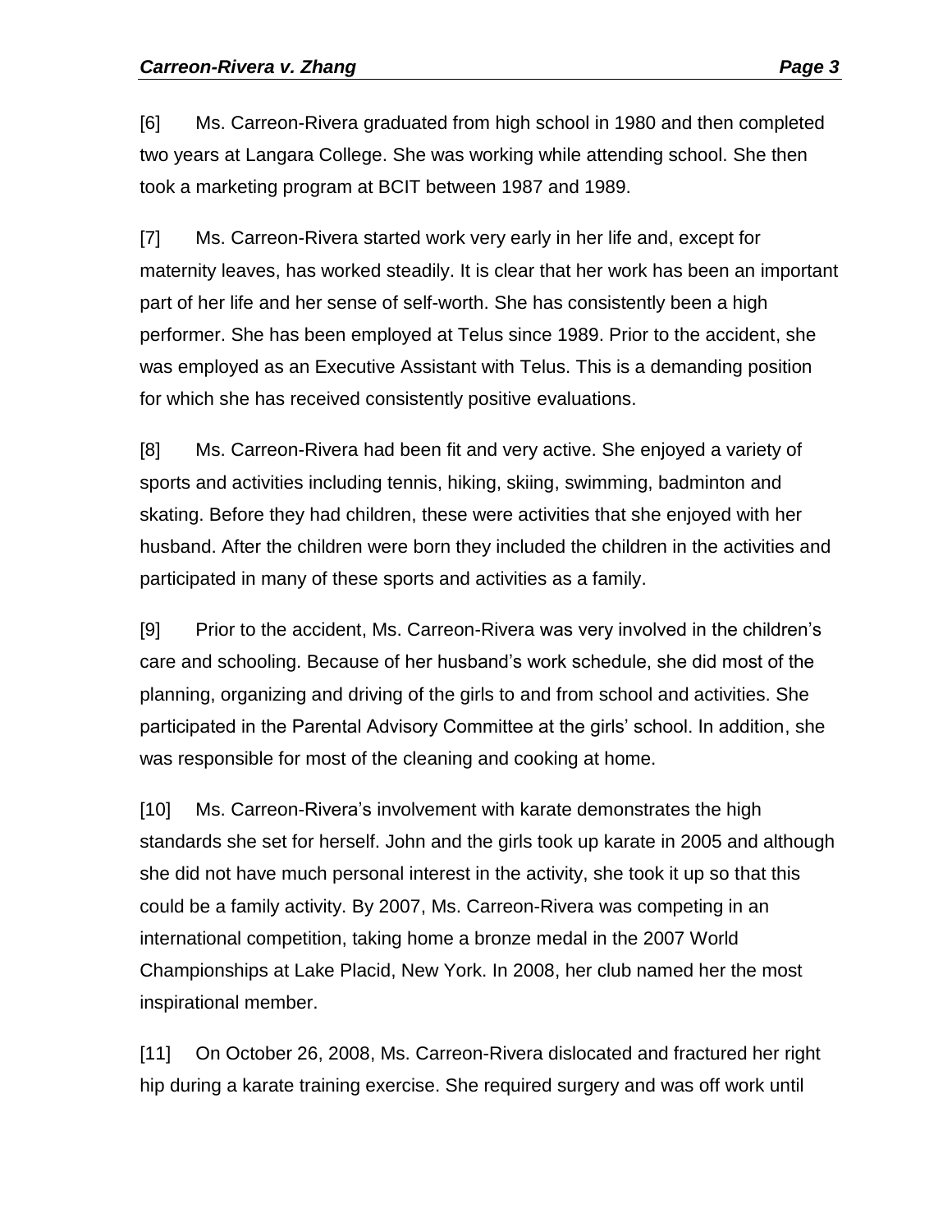[6] Ms. Carreon-Rivera graduated from high school in 1980 and then completed two years at Langara College. She was working while attending school. She then took a marketing program at BCIT between 1987 and 1989.

[7] Ms. Carreon-Rivera started work very early in her life and, except for maternity leaves, has worked steadily. It is clear that her work has been an important part of her life and her sense of self-worth. She has consistently been a high performer. She has been employed at Telus since 1989. Prior to the accident, she was employed as an Executive Assistant with Telus. This is a demanding position for which she has received consistently positive evaluations.

[8] Ms. Carreon-Rivera had been fit and very active. She enjoyed a variety of sports and activities including tennis, hiking, skiing, swimming, badminton and skating. Before they had children, these were activities that she enjoyed with her husband. After the children were born they included the children in the activities and participated in many of these sports and activities as a family.

[9] Prior to the accident, Ms. Carreon-Rivera was very involved in the children's care and schooling. Because of her husband's work schedule, she did most of the planning, organizing and driving of the girls to and from school and activities. She participated in the Parental Advisory Committee at the girls' school. In addition, she was responsible for most of the cleaning and cooking at home.

[10] Ms. Carreon-Rivera's involvement with karate demonstrates the high standards she set for herself. John and the girls took up karate in 2005 and although she did not have much personal interest in the activity, she took it up so that this could be a family activity. By 2007, Ms. Carreon-Rivera was competing in an international competition, taking home a bronze medal in the 2007 World Championships at Lake Placid, New York. In 2008, her club named her the most inspirational member.

[11] On October 26, 2008, Ms. Carreon-Rivera dislocated and fractured her right hip during a karate training exercise. She required surgery and was off work until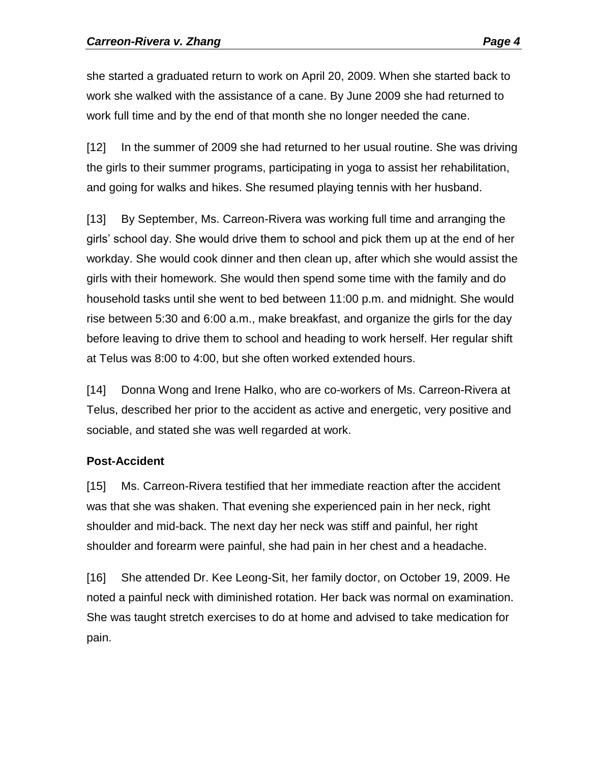she started a graduated return to work on April 20, 2009. When she started back to work she walked with the assistance of a cane. By June 2009 she had returned to work full time and by the end of that month she no longer needed the cane.

[12] In the summer of 2009 she had returned to her usual routine. She was driving the girls to their summer programs, participating in yoga to assist her rehabilitation, and going for walks and hikes. She resumed playing tennis with her husband.

[13] By September, Ms. Carreon-Rivera was working full time and arranging the girls' school day. She would drive them to school and pick them up at the end of her workday. She would cook dinner and then clean up, after which she would assist the girls with their homework. She would then spend some time with the family and do household tasks until she went to bed between 11:00 p.m. and midnight. She would rise between 5:30 and 6:00 a.m., make breakfast, and organize the girls for the day before leaving to drive them to school and heading to work herself. Her regular shift at Telus was 8:00 to 4:00, but she often worked extended hours.

[14] Donna Wong and Irene Halko, who are co-workers of Ms. Carreon-Rivera at Telus, described her prior to the accident as active and energetic, very positive and sociable, and stated she was well regarded at work.

### Post-Accident

[15] Ms. Carreon-Rivera testified that her immediate reaction after the accident was that she was shaken. That evening she experienced pain in her neck, right shoulder and mid-back. The next day her neck was stiff and painful, her right shoulder and forearm were painful, she had pain in her chest and a headache.

[16] She attended Dr. Kee Leong-Sit, her family doctor, on October 19, 2009. He noted a painful neck with diminished rotation. Her back was normal on examination. She was taught stretch exercises to do at home and advised to take medication for pain.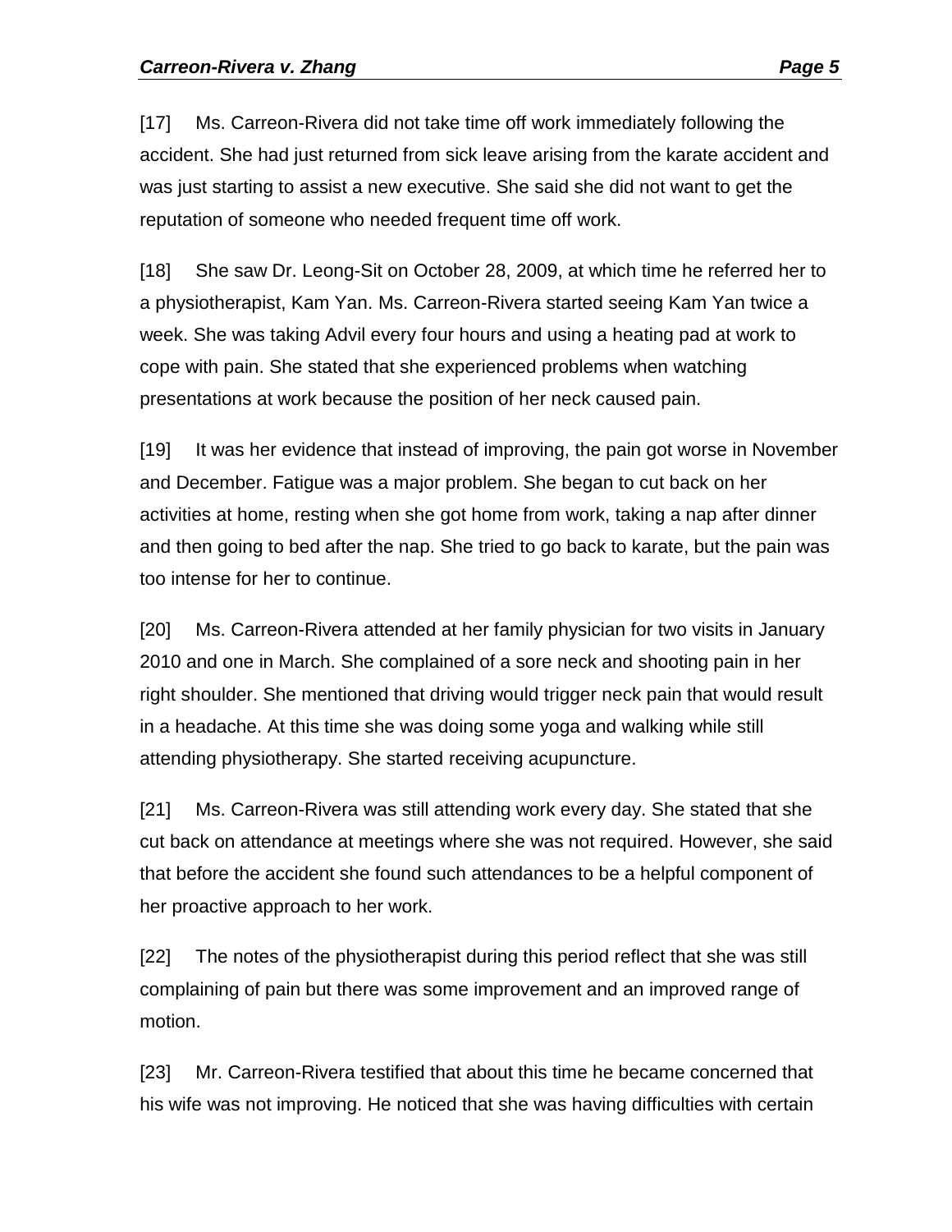[17] Ms. Carreon-Rivera did not take time off work immediately following the accident. She had just returned from sick leave arising from the karate accident and was just starting to assist a new executive. She said she did not want to get the reputation of someone who needed frequent time off work.

[18] She saw Dr. Leong-Sit on October 28, 2009, at which time he referred her to a physiotherapist, Kam Yan. Ms. Carreon-Rivera started seeing Kam Yan twice a week. She was taking Advil every four hours and using a heating pad at work to cope with pain. She stated that she experienced problems when watching presentations at work because the position of her neck caused pain.

[19] It was her evidence that instead of improving, the pain got worse in November and December. Fatigue was a major problem. She began to cut back on her activities at home, resting when she got home from work, taking a nap after dinner and then going to bed after the nap. She tried to go back to karate, but the pain was too intense for her to continue.

[20] Ms. Carreon-Rivera attended at her family physician for two visits in January 2010 and one in March. She complained of a sore neck and shooting pain in her right shoulder. She mentioned that driving would trigger neck pain that would result in a headache. At this time she was doing some yoga and walking while still attending physiotherapy. She started receiving acupuncture.

[21] Ms. Carreon-Rivera was still attending work every day. She stated that she cut back on attendance at meetings where she was not required. However, she said that before the accident she found such attendances to be a helpful component of her proactive approach to her work.

[22] The notes of the physiotherapist during this period reflect that she was still complaining of pain but there was some improvement and an improved range of motion.

[23] Mr. Carreon-Rivera testified that about this time he became concerned that his wife was not improving. He noticed that she was having difficulties with certain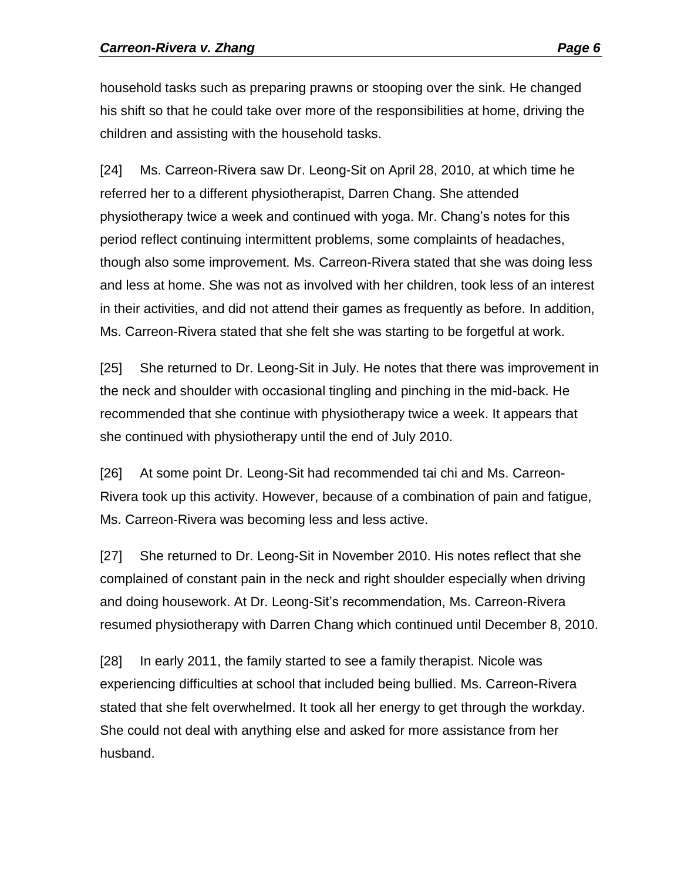household tasks such as preparing prawns or stooping over the sink. He changed his shift so that he could take over more of the responsibilities at home, driving the children and assisting with the household tasks.

[24] Ms. Carreon-Rivera saw Dr. Leong-Sit on April 28, 2010, at which time he referred her to a different physiotherapist, Darren Chang. She attended physiotherapy twice a week and continued with yoga. Mr. Chang's notes for this period reflect continuing intermittent problems, some complaints of headaches, though also some improvement. Ms. Carreon-Rivera stated that she was doing less and less at home. She was not as involved with her children, took less of an interest in their activities, and did not attend their games as frequently as before. In addition, Ms. Carreon-Rivera stated that she felt she was starting to be forgetful at work.

[25] She returned to Dr. Leong-Sit in July. He notes that there was improvement in the neck and shoulder with occasional tingling and pinching in the mid-back. He recommended that she continue with physiotherapy twice a week. It appears that she continued with physiotherapy until the end of July 2010.

[26] At some point Dr. Leong-Sit had recommended tai chi and Ms. Carreon-Rivera took up this activity. However, because of a combination of pain and fatigue, Ms. Carreon-Rivera was becoming less and less active.

[27] She returned to Dr. Leong-Sit in November 2010. His notes reflect that she complained of constant pain in the neck and right shoulder especially when driving and doing housework. At Dr. Leong-Sit's recommendation, Ms. Carreon-Rivera resumed physiotherapy with Darren Chang which continued until December 8, 2010.

[28] In early 2011, the family started to see a family therapist. Nicole was experiencing difficulties at school that included being bullied. Ms. Carreon-Rivera stated that she felt overwhelmed. It took all her energy to get through the workday. She could not deal with anything else and asked for more assistance from her husband.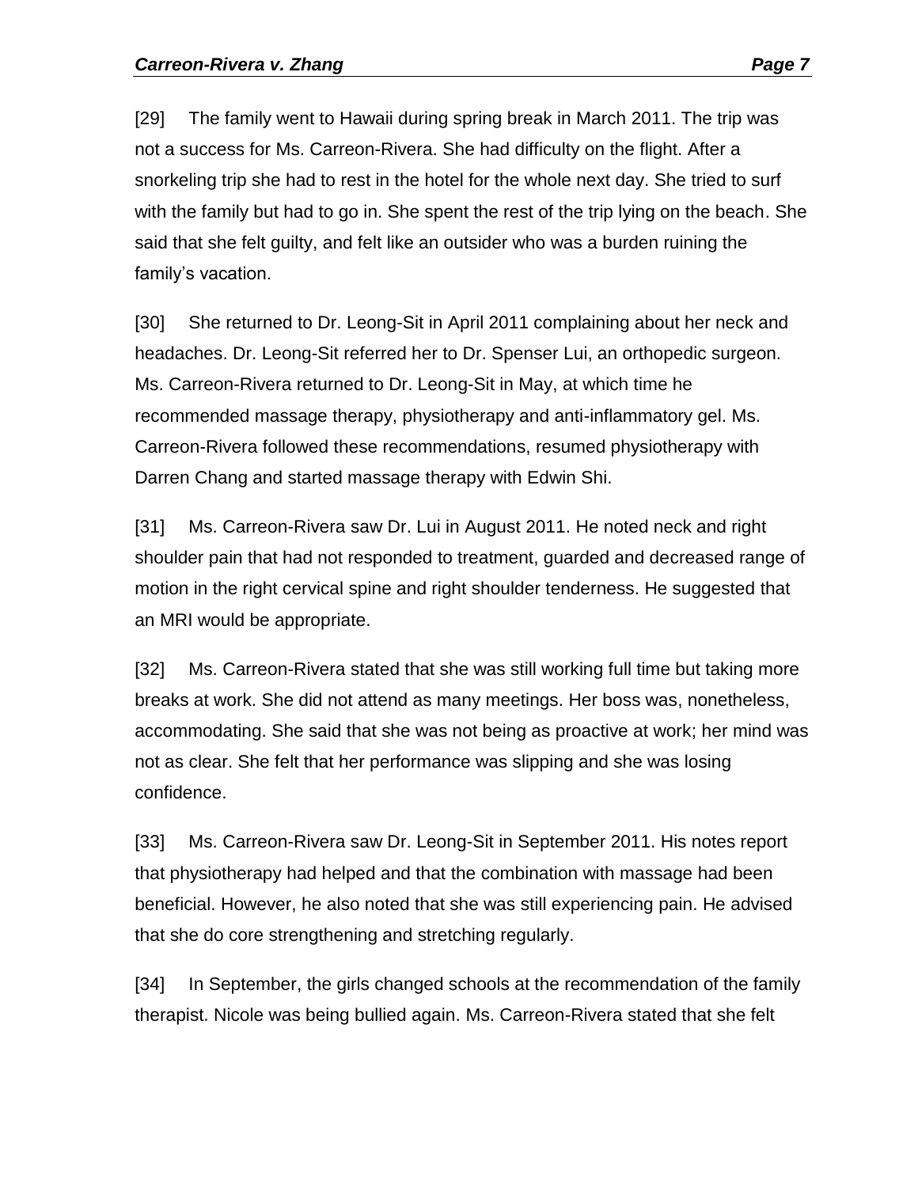[29] The family went to Hawaii during spring break in March 2011. The trip was not a success for Ms. Carreon-Rivera. She had difficulty on the flight. After a snorkeling trip she had to rest in the hotel for the whole next day. She tried to surf with the family but had to go in. She spent the rest of the trip lying on the beach. She said that she felt guilty, and felt like an outsider who was a burden ruining the family's vacation.

[30] She returned to Dr. Leong-Sit in April 2011 complaining about her neck and headaches. Dr. Leong-Sit referred her to Dr. Spenser Lui, an orthopedic surgeon. Ms. Carreon-Rivera returned to Dr. Leong-Sit in May, at which time he recommended massage therapy, physiotherapy and anti-inflammatory gel. Ms. Carreon-Rivera followed these recommendations, resumed physiotherapy with Darren Chang and started massage therapy with Edwin Shi.

[31] Ms. Carreon-Rivera saw Dr. Lui in August 2011. He noted neck and right shoulder pain that had not responded to treatment, guarded and decreased range of motion in the right cervical spine and right shoulder tenderness. He suggested that an MRI would be appropriate.

[32] Ms. Carreon-Rivera stated that she was still working full time but taking more breaks at work. She did not attend as many meetings. Her boss was, nonetheless, accommodating. She said that she was not being as proactive at work; her mind was not as clear. She felt that her performance was slipping and she was losing confidence.

[33] Ms. Carreon-Rivera saw Dr. Leong-Sit in September 2011. His notes report that physiotherapy had helped and that the combination with massage had been beneficial. However, he also noted that she was still experiencing pain. He advised that she do core strengthening and stretching regularly.

[34] In September, the girls changed schools at the recommendation of the family therapist. Nicole was being bullied again. Ms. Carreon-Rivera stated that she felt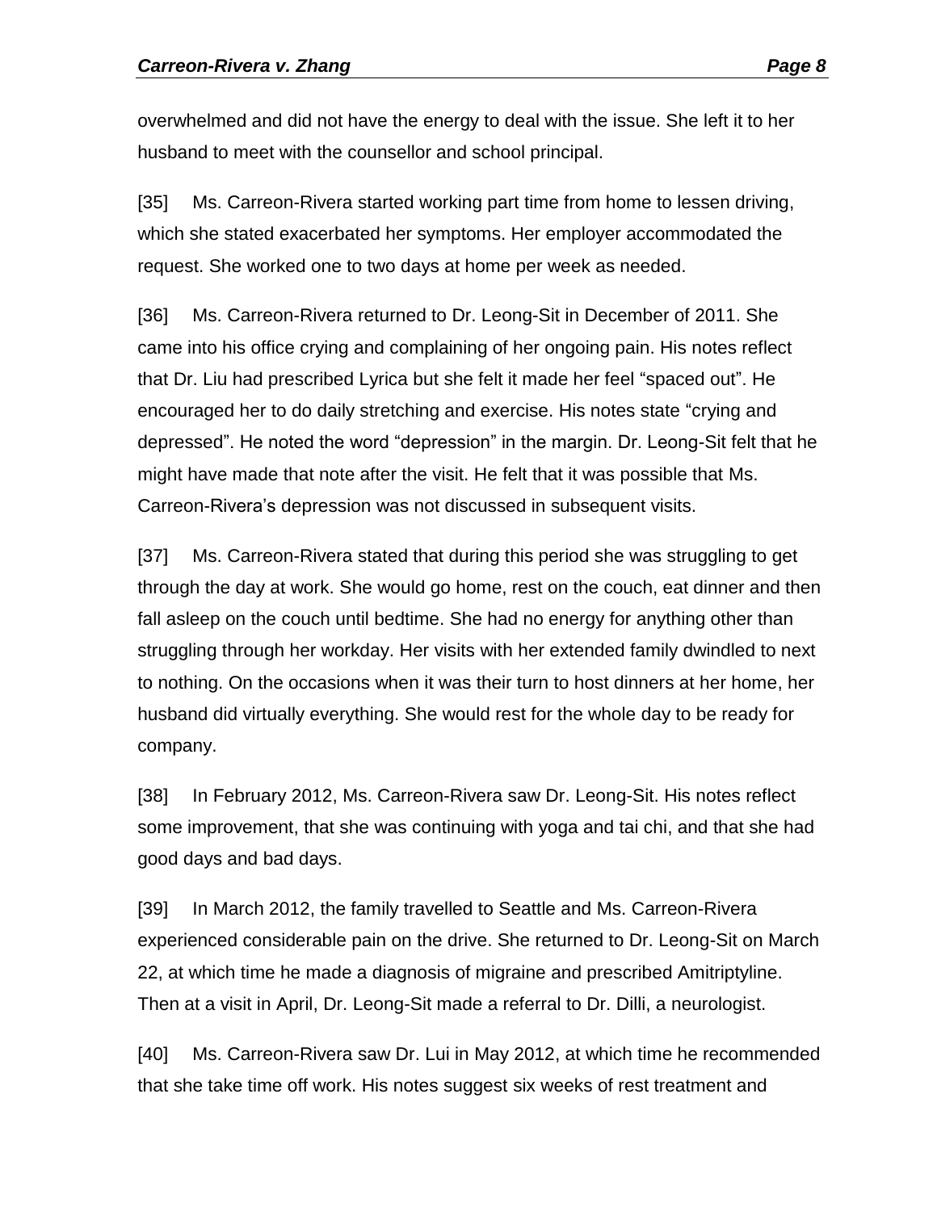overwhelmed and did not have the energy to deal with the issue. She left it to her husband to meet with the counsellor and school principal.

[35] Ms. Carreon-Rivera started working part time from home to lessen driving, which she stated exacerbated her symptoms. Her employer accommodated the request. She worked one to two days at home per week as needed.

[36] Ms. Carreon-Rivera returned to Dr. Leong-Sit in December of 2011. She came into his office crying and complaining of her ongoing pain. His notes reflect that Dr. Liu had prescribed Lyrica but she felt it made her feel "spaced out". He encouraged her to do daily stretching and exercise. His notes state "crying and depressed". He noted the word "depression" in the margin. Dr. Leong-Sit felt that he might have made that note after the visit. He felt that it was possible that Ms. Carreon-Rivera's depression was not discussed in subsequent visits.

[37] Ms. Carreon-Rivera stated that during this period she was struggling to get through the day at work. She would go home, rest on the couch, eat dinner and then fall asleep on the couch until bedtime. She had no energy for anything other than struggling through her workday. Her visits with her extended family dwindled to next to nothing. On the occasions when it was their turn to host dinners at her home, her husband did virtually everything. She would rest for the whole day to be ready for company.

[38] In February 2012, Ms. Carreon-Rivera saw Dr. Leong-Sit. His notes reflect some improvement, that she was continuing with yoga and tai chi, and that she had good days and bad days.

[39] In March 2012, the family travelled to Seattle and Ms. Carreon-Rivera experienced considerable pain on the drive. She returned to Dr. Leong-Sit on March 22, at which time he made a diagnosis of migraine and prescribed Amitriptyline. Then at a visit in April, Dr. Leong-Sit made a referral to Dr. Dilli, a neurologist.

[40] Ms. Carreon-Rivera saw Dr. Lui in May 2012, at which time he recommended that she take time off work. His notes suggest six weeks of rest treatment and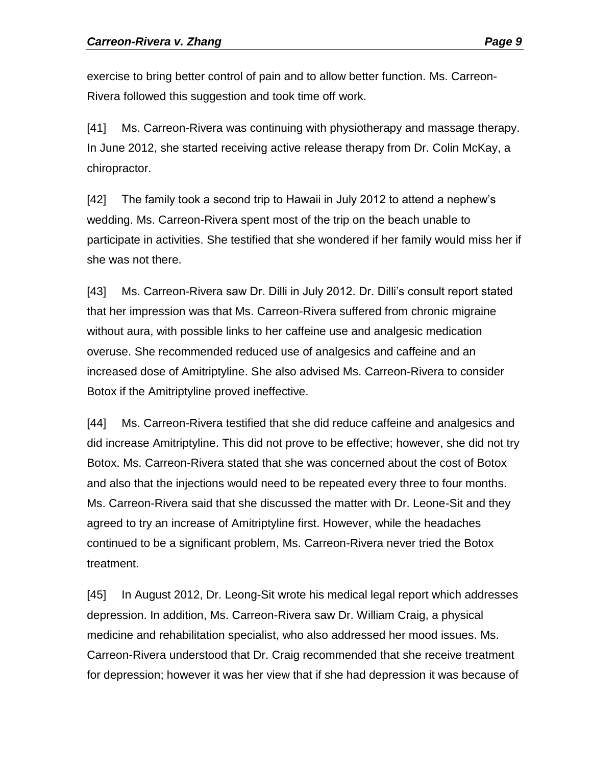exercise to bring better control of pain and to allow better function. Ms. Carreon-Rivera followed this suggestion and took time off work.

[41] Ms. Carreon-Rivera was continuing with physiotherapy and massage therapy. In June 2012, she started receiving active release therapy from Dr. Colin McKay, a chiropractor.

[42] The family took a second trip to Hawaii in July 2012 to attend a nephew's wedding. Ms. Carreon-Rivera spent most of the trip on the beach unable to participate in activities. She testified that she wondered if her family would miss her if she was not there.

[43] Ms. Carreon-Rivera saw Dr. Dilli in July 2012. Dr. Dilli's consult report stated that her impression was that Ms. Carreon-Rivera suffered from chronic migraine without aura, with possible links to her caffeine use and analgesic medication overuse. She recommended reduced use of analgesics and caffeine and an increased dose of Amitriptyline. She also advised Ms. Carreon-Rivera to consider Botox if the Amitriptyline proved ineffective.

[44] Ms. Carreon-Rivera testified that she did reduce caffeine and analgesics and did increase Amitriptyline. This did not prove to be effective; however, she did not try Botox. Ms. Carreon-Rivera stated that she was concerned about the cost of Botox and also that the injections would need to be repeated every three to four months. Ms. Carreon-Rivera said that she discussed the matter with Dr. Leone-Sit and they agreed to try an increase of Amitriptyline first. However, while the headaches continued to be a significant problem, Ms. Carreon-Rivera never tried the Botox treatment.

[45] In August 2012, Dr. Leong-Sit wrote his medical legal report which addresses depression. In addition, Ms. Carreon-Rivera saw Dr. William Craig, a physical medicine and rehabilitation specialist, who also addressed her mood issues. Ms. Carreon-Rivera understood that Dr. Craig recommended that she receive treatment for depression; however it was her view that if she had depression it was because of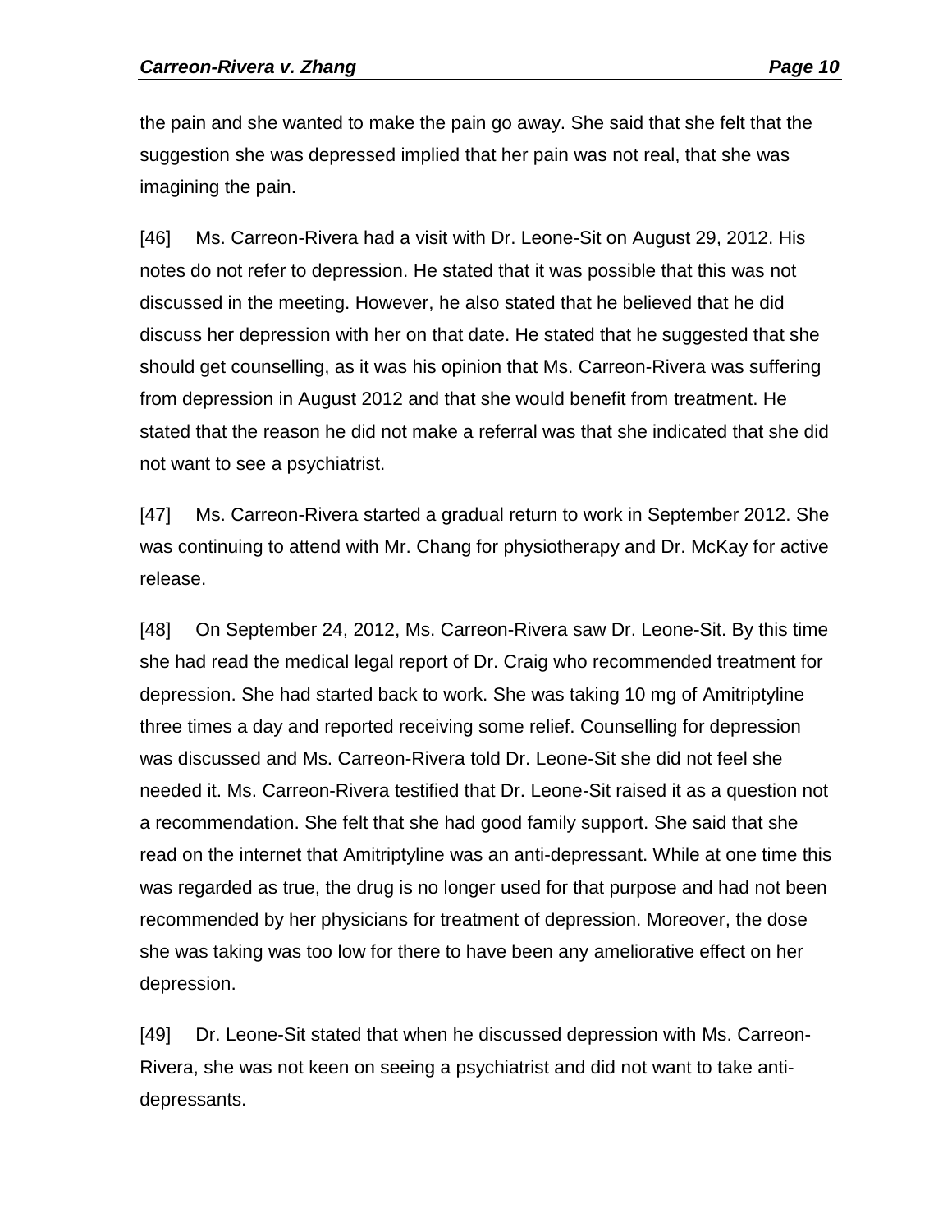the pain and she wanted to make the pain go away. She said that she felt that the suggestion she was depressed implied that her pain was not real, that she was imagining the pain.

[46] Ms. Carreon-Rivera had a visit with Dr. Leone-Sit on August 29, 2012. His notes do not refer to depression. He stated that it was possible that this was not discussed in the meeting. However, he also stated that he believed that he did discuss her depression with her on that date. He stated that he suggested that she should get counselling, as it was his opinion that Ms. Carreon-Rivera was suffering from depression in August 2012 and that she would benefit from treatment. He stated that the reason he did not make a referral was that she indicated that she did not want to see a psychiatrist.

[47] Ms. Carreon-Rivera started a gradual return to work in September 2012. She was continuing to attend with Mr. Chang for physiotherapy and Dr. McKay for active release.

[48] On September 24, 2012, Ms. Carreon-Rivera saw Dr. Leone-Sit. By this time she had read the medical legal report of Dr. Craig who recommended treatment for depression. She had started back to work. She was taking 10 mg of Amitriptyline three times a day and reported receiving some relief. Counselling for depression was discussed and Ms. Carreon-Rivera told Dr. Leone-Sit she did not feel she needed it. Ms. Carreon-Rivera testified that Dr. Leone-Sit raised it as a question not a recommendation. She felt that she had good family support. She said that she read on the internet that Amitriptyline was an anti-depressant. While at one time this was regarded as true, the drug is no longer used for that purpose and had not been recommended by her physicians for treatment of depression. Moreover, the dose she was taking was too low for there to have been any ameliorative effect on her depression.

[49] Dr. Leone-Sit stated that when he discussed depression with Ms. Carreon-Rivera, she was not keen on seeing a psychiatrist and did not want to take anti-depressants.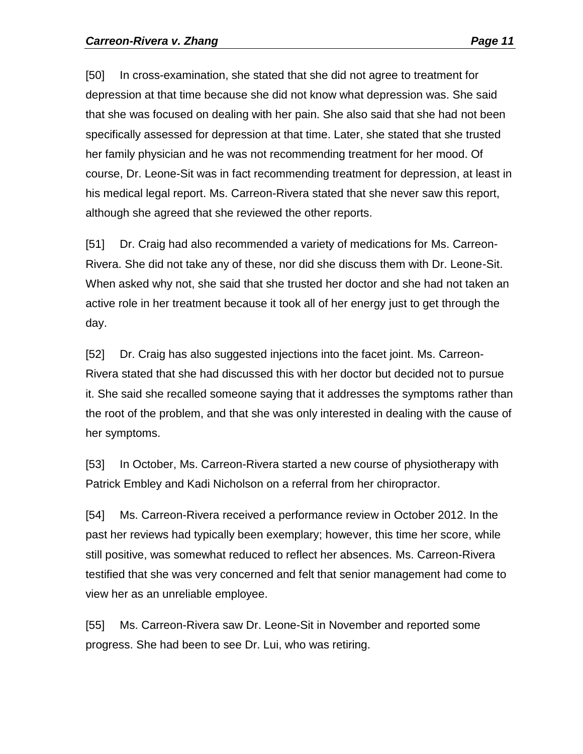[50] In cross-examination, she stated that she did not agree to treatment for depression at that time because she did not know what depression was. She said that she was focused on dealing with her pain. She also said that she had not been specifically assessed for depression at that time. Later, she stated that she trusted her family physician and he was not recommending treatment for her mood. Of course, Dr. Leone-Sit was in fact recommending treatment for depression, at least in his medical legal report. Ms. Carreon-Rivera stated that she never saw this report, although she agreed that she reviewed the other reports.

[51] Dr. Craig had also recommended a variety of medications for Ms. Carreon-Rivera. She did not take any of these, nor did she discuss them with Dr. Leone-Sit. When asked why not, she said that she trusted her doctor and she had not taken an active role in her treatment because it took all of her energy just to get through the day.

[52] Dr. Craig has also suggested injections into the facet joint. Ms. Carreon-Rivera stated that she had discussed this with her doctor but decided not to pursue it. She said she recalled someone saying that it addresses the symptoms rather than the root of the problem, and that she was only interested in dealing with the cause of her symptoms.

[53] In October, Ms. Carreon-Rivera started a new course of physiotherapy with Patrick Embley and Kadi Nicholson on a referral from her chiropractor.

[54] Ms. Carreon-Rivera received a performance review in October 2012. In the past her reviews had typically been exemplary; however, this time her score, while still positive, was somewhat reduced to reflect her absences. Ms. Carreon-Rivera testified that she was very concerned and felt that senior management had come to view her as an unreliable employee.

[55] Ms. Carreon-Rivera saw Dr. Leone-Sit in November and reported some progress. She had been to see Dr. Lui, who was retiring.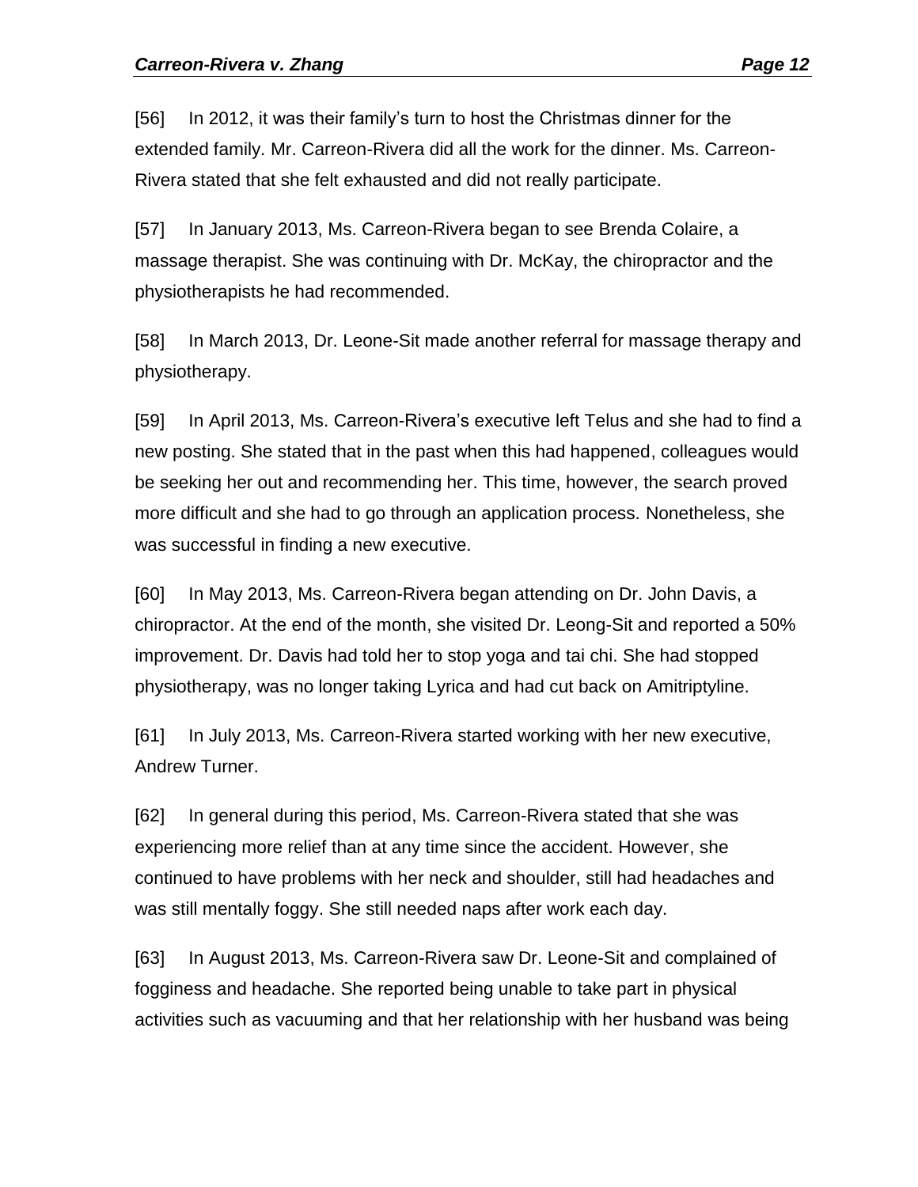[56] In 2012, it was their family's turn to host the Christmas dinner for the extended family. Mr. Carreon-Rivera did all the work for the dinner. Ms. Carreon-Rivera stated that she felt exhausted and did not really participate.

[57] In January 2013, Ms. Carreon-Rivera began to see Brenda Colaire, a massage therapist. She was continuing with Dr. McKay, the chiropractor and the physiotherapists he had recommended.

[58] In March 2013, Dr. Leone-Sit made another referral for massage therapy and physiotherapy.

[59] In April 2013, Ms. Carreon-Rivera's executive left Telus and she had to find a new posting. She stated that in the past when this had happened, colleagues would be seeking her out and recommending her. This time, however, the search proved more difficult and she had to go through an application process. Nonetheless, she was successful in finding a new executive.

[60] In May 2013, Ms. Carreon-Rivera began attending on Dr. John Davis, a chiropractor. At the end of the month, she visited Dr. Leong-Sit and reported a 50% improvement. Dr. Davis had told her to stop yoga and tai chi. She had stopped physiotherapy, was no longer taking Lyrica and had cut back on Amitriptyline.

[61] In July 2013, Ms. Carreon-Rivera started working with her new executive, Andrew Turner.

[62] In general during this period, Ms. Carreon-Rivera stated that she was experiencing more relief than at any time since the accident. However, she continued to have problems with her neck and shoulder, still had headaches and was still mentally foggy. She still needed naps after work each day.

[63] In August 2013, Ms. Carreon-Rivera saw Dr. Leone-Sit and complained of fogginess and headache. She reported being unable to take part in physical activities such as vacuuming and that her relationship with her husband was being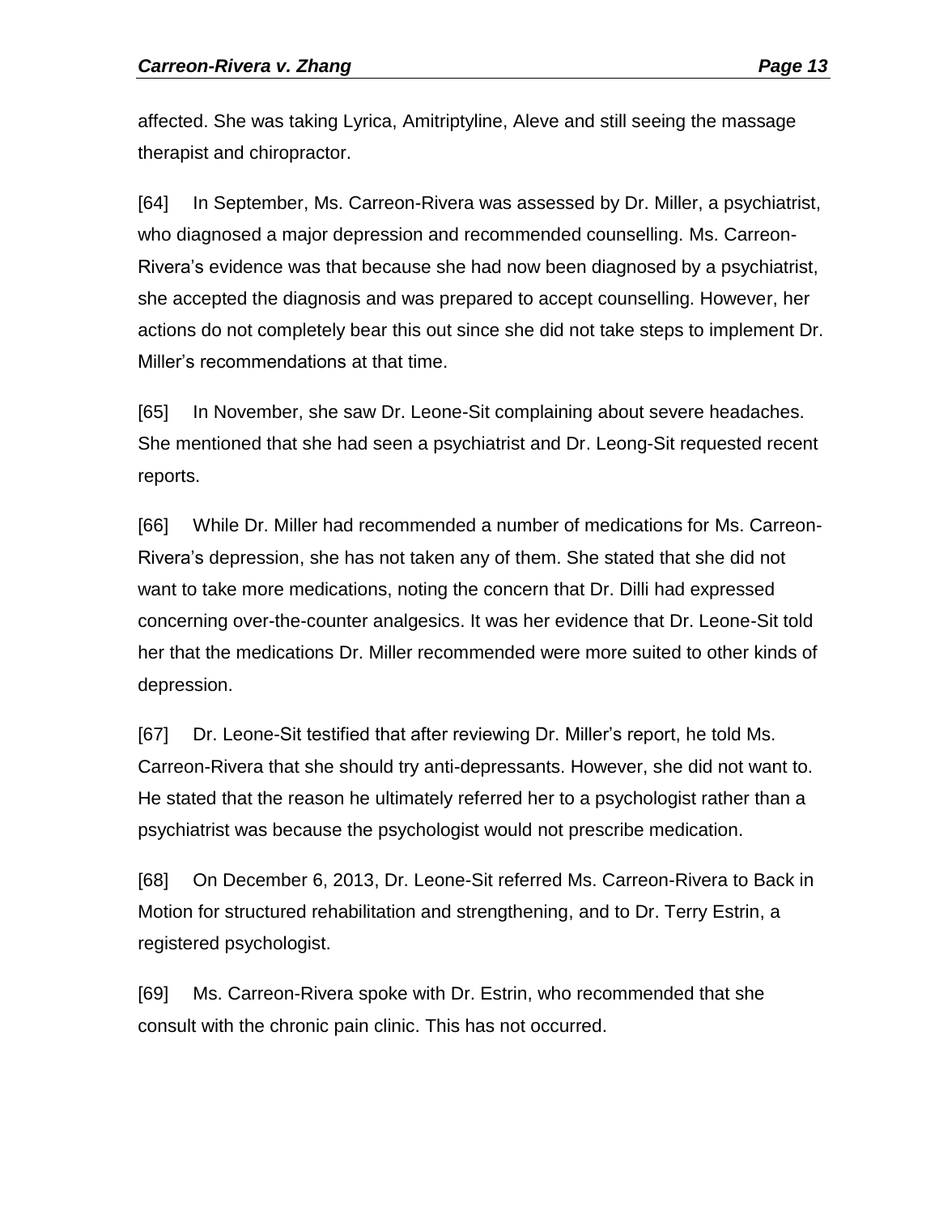affected. She was taking Lyrica, Amitriptyline, Aleve and still seeing the massage therapist and chiropractor.

[64] In September, Ms. Carreon-Rivera was assessed by Dr. Miller, a psychiatrist, who diagnosed a major depression and recommended counselling. Ms. Carreon-Rivera's evidence was that because she had now been diagnosed by a psychiatrist, she accepted the diagnosis and was prepared to accept counselling. However, her actions do not completely bear this out since she did not take steps to implement Dr. Miller's recommendations at that time.

[65] In November, she saw Dr. Leone-Sit complaining about severe headaches. She mentioned that she had seen a psychiatrist and Dr. Leong-Sit requested recent reports.

[66] While Dr. Miller had recommended a number of medications for Ms. Carreon-Rivera's depression, she has not taken any of them. She stated that she did not want to take more medications, noting the concern that Dr. Dilli had expressed concerning over-the-counter analgesics. It was her evidence that Dr. Leone-Sit told her that the medications Dr. Miller recommended were more suited to other kinds of depression.

[67] Dr. Leone-Sit testified that after reviewing Dr. Miller's report, he told Ms. Carreon-Rivera that she should try anti-depressants. However, she did not want to. He stated that the reason he ultimately referred her to a psychologist rather than a psychiatrist was because the psychologist would not prescribe medication.

[68] On December 6, 2013, Dr. Leone-Sit referred Ms. Carreon-Rivera to Back in Motion for structured rehabilitation and strengthening, and to Dr. Terry Estrin, a registered psychologist.

[69] Ms. Carreon-Rivera spoke with Dr. Estrin, who recommended that she consult with the chronic pain clinic. This has not occurred.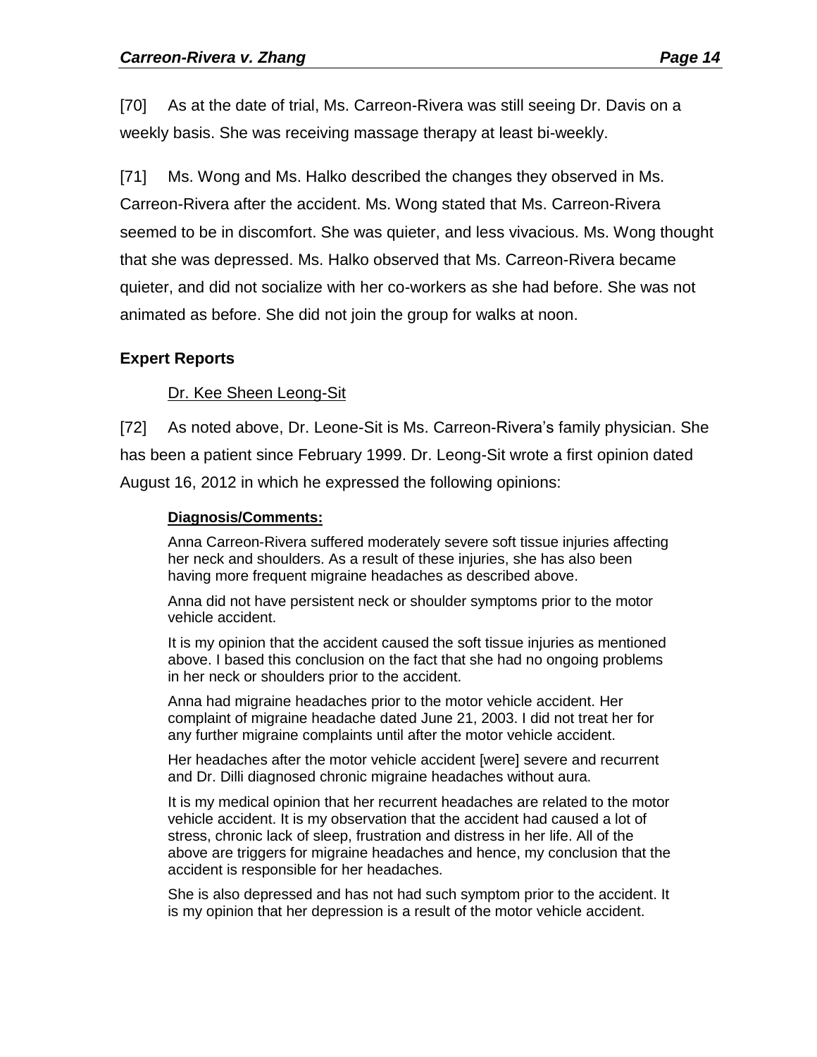[70] As at the date of trial, Ms. Carreon-Rivera was still seeing Dr. Davis on a weekly basis. She was receiving massage therapy at least bi-weekly.

[71] Ms. Wong and Ms. Halko described the changes they observed in Ms. Carreon-Rivera after the accident. Ms. Wong stated that Ms. Carreon-Rivera seemed to be in discomfort. She was quieter, and less vivacious. Ms. Wong thought that she was depressed. Ms. Halko observed that Ms. Carreon-Rivera became quieter, and did not socialize with her co-workers as she had before. She was not animated as before. She did not join the group for walks at noon.

### Expert Reports

#### Dr. Kee Sheen Leong-Sit

[72] As noted above, Dr. Leone-Sit is Ms. Carreon-Rivera's family physician. She has been a patient since February 1999. Dr. Leong-Sit wrote a first opinion dated August 16, 2012 in which he expressed the following opinions:

> **Diagnosis/Comments:**
>
> Anna Carreon-Rivera suffered moderately severe soft tissue injuries affecting her neck and shoulders. As a result of these injuries, she has also been having more frequent migraine headaches as described above.
>
> Anna did not have persistent neck or shoulder symptoms prior to the motor vehicle accident.
>
> It is my opinion that the accident caused the soft tissue injuries as mentioned above. I based this conclusion on the fact that she had no ongoing problems in her neck or shoulders prior to the accident.
>
> Anna had migraine headaches prior to the motor vehicle accident. Her complaint of migraine headache dated June 21, 2003. I did not treat her for any further migraine complaints until after the motor vehicle accident.
>
> Her headaches after the motor vehicle accident [were] severe and recurrent and Dr. Dilli diagnosed chronic migraine headaches without aura.
>
> It is my medical opinion that her recurrent headaches are related to the motor vehicle accident. It is my observation that the accident had caused a lot of stress, chronic lack of sleep, frustration and distress in her life. All of the above are triggers for migraine headaches and hence, my conclusion that the accident is responsible for her headaches.
>
> She is also depressed and has not had such symptom prior to the accident. It is my opinion that her depression is a result of the motor vehicle accident.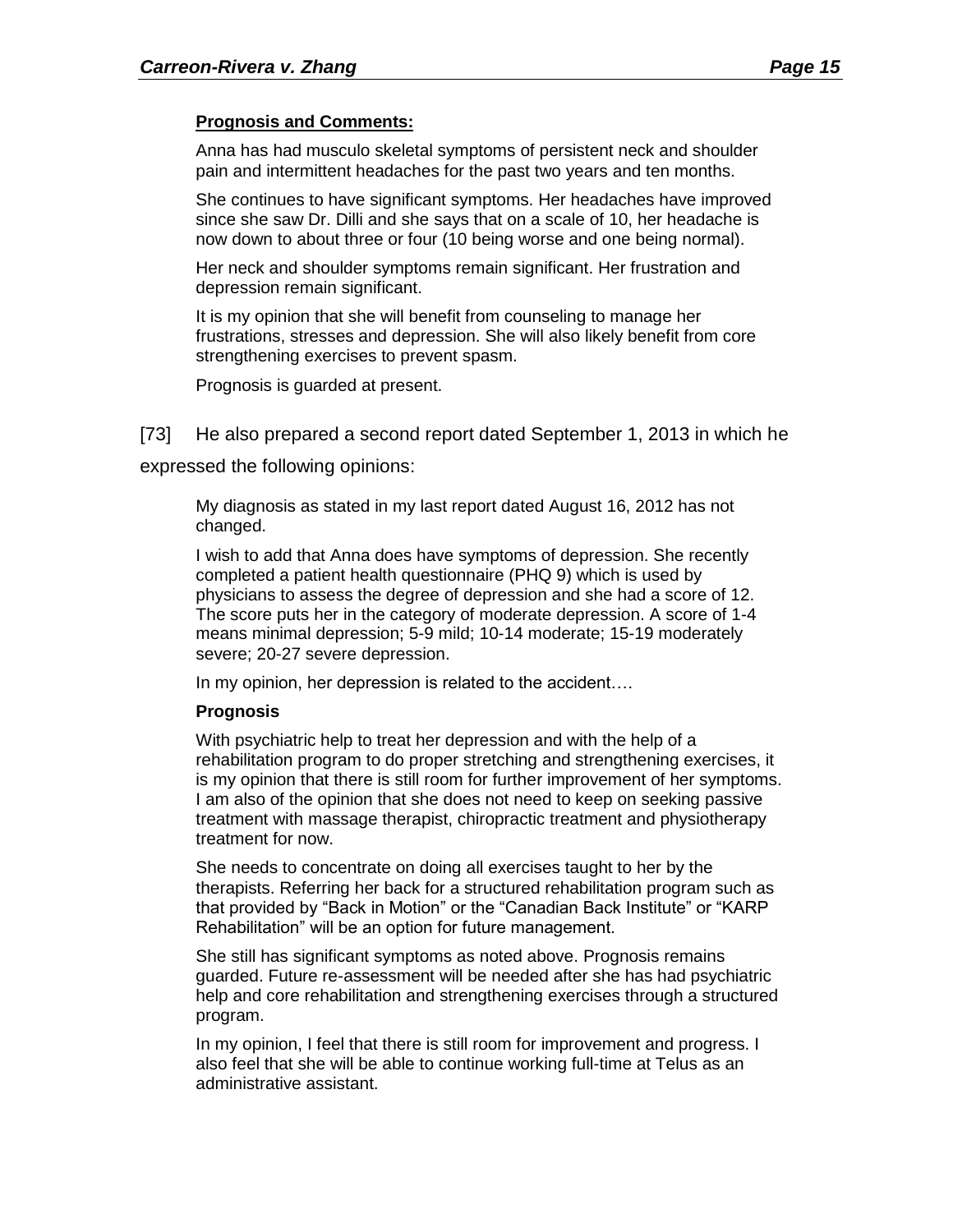**Prognosis and Comments:**

> Anna has had musculo skeletal symptoms of persistent neck and shoulder pain and intermittent headaches for the past two years and ten months.
>
> She continues to have significant symptoms. Her headaches have improved since she saw Dr. Dilli and she says that on a scale of 10, her headache is now down to about three or four (10 being worse and one being normal).
>
> Her neck and shoulder symptoms remain significant. Her frustration and depression remain significant.
>
> It is my opinion that she will benefit from counseling to manage her frustrations, stresses and depression. She will also likely benefit from core strengthening exercises to prevent spasm.
>
> Prognosis is guarded at present.

[73] He also prepared a second report dated September 1, 2013 in which he expressed the following opinions:

> My diagnosis as stated in my last report dated August 16, 2012 has not changed.
>
> I wish to add that Anna does have symptoms of depression. She recently completed a patient health questionnaire (PHQ 9) which is used by physicians to assess the degree of depression and she had a score of 12. The score puts her in the category of moderate depression. A score of 1-4 means minimal depression; 5-9 mild; 10-14 moderate; 15-19 moderately severe; 20-27 severe depression.
>
> In my opinion, her depression is related to the accident….
>
> **Prognosis**
>
> With psychiatric help to treat her depression and with the help of a rehabilitation program to do proper stretching and strengthening exercises, it is my opinion that there is still room for further improvement of her symptoms. I am also of the opinion that she does not need to keep on seeking passive treatment with massage therapist, chiropractic treatment and physiotherapy treatment for now.
>
> She needs to concentrate on doing all exercises taught to her by the therapists. Referring her back for a structured rehabilitation program such as that provided by "Back in Motion" or the "Canadian Back Institute" or "KARP Rehabilitation" will be an option for future management.
>
> She still has significant symptoms as noted above. Prognosis remains guarded. Future re-assessment will be needed after she has had psychiatric help and core rehabilitation and strengthening exercises through a structured program.
>
> In my opinion, I feel that there is still room for improvement and progress. I also feel that she will be able to continue working full-time at Telus as an administrative assistant.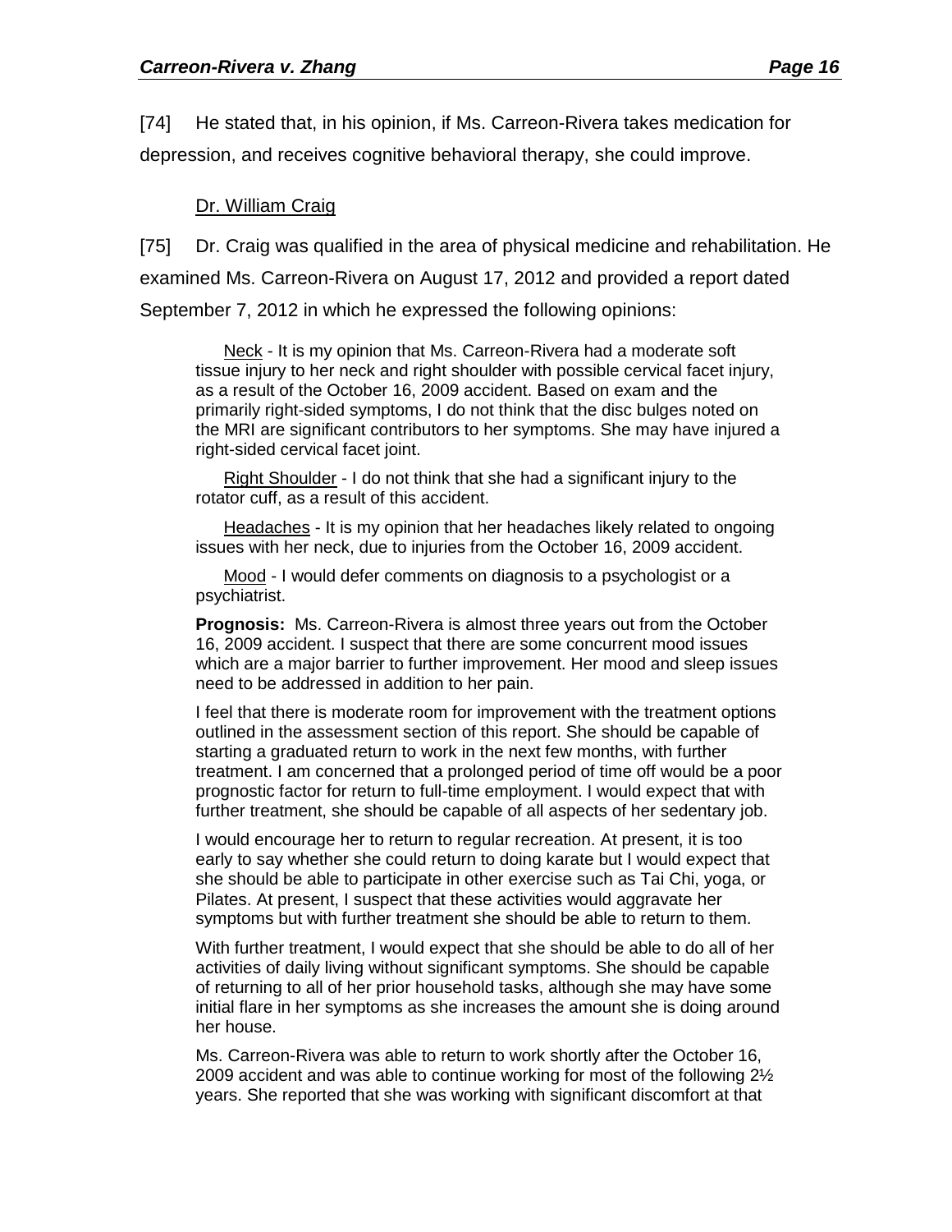[74] He stated that, in his opinion, if Ms. Carreon-Rivera takes medication for depression, and receives cognitive behavioral therapy, she could improve.

Dr. William Craig

[75] Dr. Craig was qualified in the area of physical medicine and rehabilitation. He examined Ms. Carreon-Rivera on August 17, 2012 and provided a report dated September 7, 2012 in which he expressed the following opinions:

> Neck - It is my opinion that Ms. Carreon-Rivera had a moderate soft tissue injury to her neck and right shoulder with possible cervical facet injury, as a result of the October 16, 2009 accident. Based on exam and the primarily right-sided symptoms, I do not think that the disc bulges noted on the MRI are significant contributors to her symptoms. She may have injured a right-sided cervical facet joint.
>
> Right Shoulder - I do not think that she had a significant injury to the rotator cuff, as a result of this accident.
>
> Headaches - It is my opinion that her headaches likely related to ongoing issues with her neck, due to injuries from the October 16, 2009 accident.
>
> Mood - I would defer comments on diagnosis to a psychologist or a psychiatrist.
>
> **Prognosis:** Ms. Carreon-Rivera is almost three years out from the October 16, 2009 accident. I suspect that there are some concurrent mood issues which are a major barrier to further improvement. Her mood and sleep issues need to be addressed in addition to her pain.
>
> I feel that there is moderate room for improvement with the treatment options outlined in the assessment section of this report. She should be capable of starting a graduated return to work in the next few months, with further treatment. I am concerned that a prolonged period of time off would be a poor prognostic factor for return to full-time employment. I would expect that with further treatment, she should be capable of all aspects of her sedentary job.
>
> I would encourage her to return to regular recreation. At present, it is too early to say whether she could return to doing karate but I would expect that she should be able to participate in other exercise such as Tai Chi, yoga, or Pilates. At present, I suspect that these activities would aggravate her symptoms but with further treatment she should be able to return to them.
>
> With further treatment, I would expect that she should be able to do all of her activities of daily living without significant symptoms. She should be capable of returning to all of her prior household tasks, although she may have some initial flare in her symptoms as she increases the amount she is doing around her house.
>
> Ms. Carreon-Rivera was able to return to work shortly after the October 16, 2009 accident and was able to continue working for most of the following 2½ years. She reported that she was working with significant discomfort at that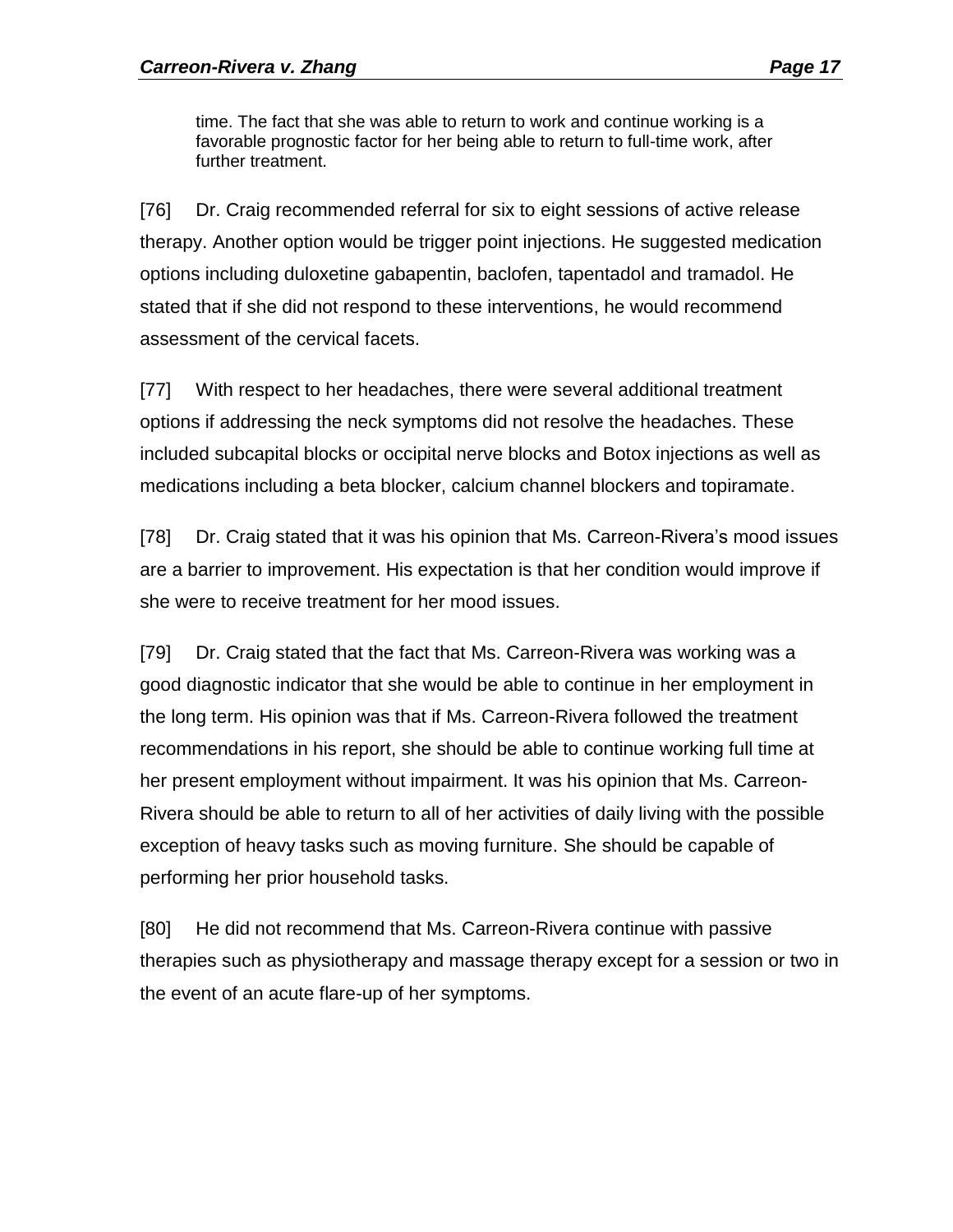> time. The fact that she was able to return to work and continue working is a favorable prognostic factor for her being able to return to full-time work, after further treatment.

[76] Dr. Craig recommended referral for six to eight sessions of active release therapy. Another option would be trigger point injections. He suggested medication options including duloxetine gabapentin, baclofen, tapentadol and tramadol. He stated that if she did not respond to these interventions, he would recommend assessment of the cervical facets.

[77] With respect to her headaches, there were several additional treatment options if addressing the neck symptoms did not resolve the headaches. These included subcapital blocks or occipital nerve blocks and Botox injections as well as medications including a beta blocker, calcium channel blockers and topiramate.

[78] Dr. Craig stated that it was his opinion that Ms. Carreon-Rivera's mood issues are a barrier to improvement. His expectation is that her condition would improve if she were to receive treatment for her mood issues.

[79] Dr. Craig stated that the fact that Ms. Carreon-Rivera was working was a good diagnostic indicator that she would be able to continue in her employment in the long term. His opinion was that if Ms. Carreon-Rivera followed the treatment recommendations in his report, she should be able to continue working full time at her present employment without impairment. It was his opinion that Ms. Carreon-Rivera should be able to return to all of her activities of daily living with the possible exception of heavy tasks such as moving furniture. She should be capable of performing her prior household tasks.

[80] He did not recommend that Ms. Carreon-Rivera continue with passive therapies such as physiotherapy and massage therapy except for a session or two in the event of an acute flare-up of her symptoms.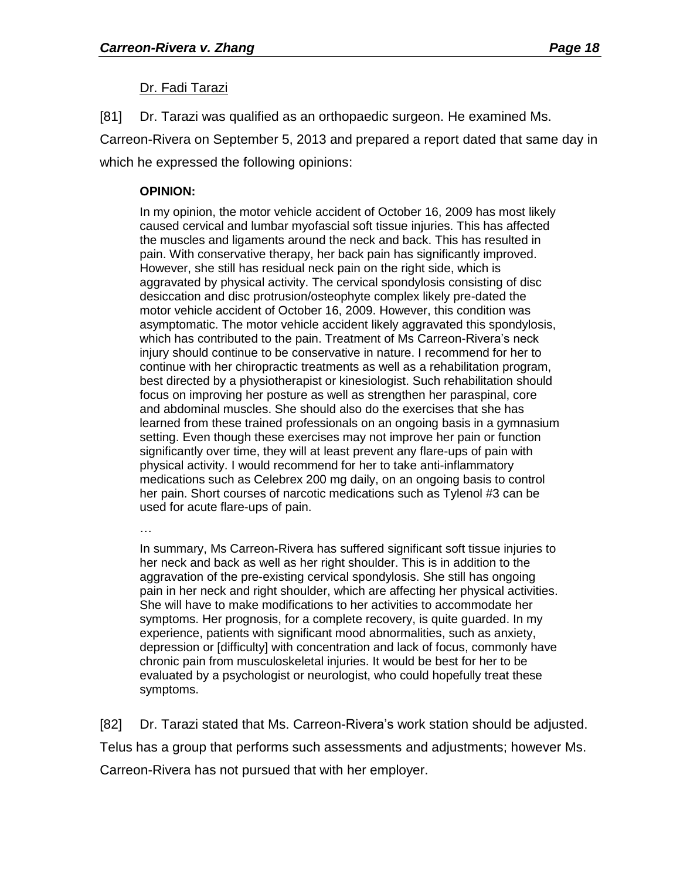Dr. Fadi Tarazi

[81] Dr. Tarazi was qualified as an orthopaedic surgeon. He examined Ms. Carreon-Rivera on September 5, 2013 and prepared a report dated that same day in which he expressed the following opinions:

> **OPINION:**
>
> In my opinion, the motor vehicle accident of October 16, 2009 has most likely caused cervical and lumbar myofascial soft tissue injuries. This has affected the muscles and ligaments around the neck and back. This has resulted in pain. With conservative therapy, her back pain has significantly improved. However, she still has residual neck pain on the right side, which is aggravated by physical activity. The cervical spondylosis consisting of disc desiccation and disc protrusion/osteophyte complex likely pre-dated the motor vehicle accident of October 16, 2009. However, this condition was asymptomatic. The motor vehicle accident likely aggravated this spondylosis, which has contributed to the pain. Treatment of Ms Carreon-Rivera's neck injury should continue to be conservative in nature. I recommend for her to continue with her chiropractic treatments as well as a rehabilitation program, best directed by a physiotherapist or kinesiologist. Such rehabilitation should focus on improving her posture as well as strengthen her paraspinal, core and abdominal muscles. She should also do the exercises that she has learned from these trained professionals on an ongoing basis in a gymnasium setting. Even though these exercises may not improve her pain or function significantly over time, they will at least prevent any flare-ups of pain with physical activity. I would recommend for her to take anti-inflammatory medications such as Celebrex 200 mg daily, on an ongoing basis to control her pain. Short courses of narcotic medications such as Tylenol #3 can be used for acute flare-ups of pain.
>
> …
>
> In summary, Ms Carreon-Rivera has suffered significant soft tissue injuries to her neck and back as well as her right shoulder. This is in addition to the aggravation of the pre-existing cervical spondylosis. She still has ongoing pain in her neck and right shoulder, which are affecting her physical activities. She will have to make modifications to her activities to accommodate her symptoms. Her prognosis, for a complete recovery, is quite guarded. In my experience, patients with significant mood abnormalities, such as anxiety, depression or [difficulty] with concentration and lack of focus, commonly have chronic pain from musculoskeletal injuries. It would be best for her to be evaluated by a psychologist or neurologist, who could hopefully treat these symptoms.

[82] Dr. Tarazi stated that Ms. Carreon-Rivera's work station should be adjusted. Telus has a group that performs such assessments and adjustments; however Ms. Carreon-Rivera has not pursued that with her employer.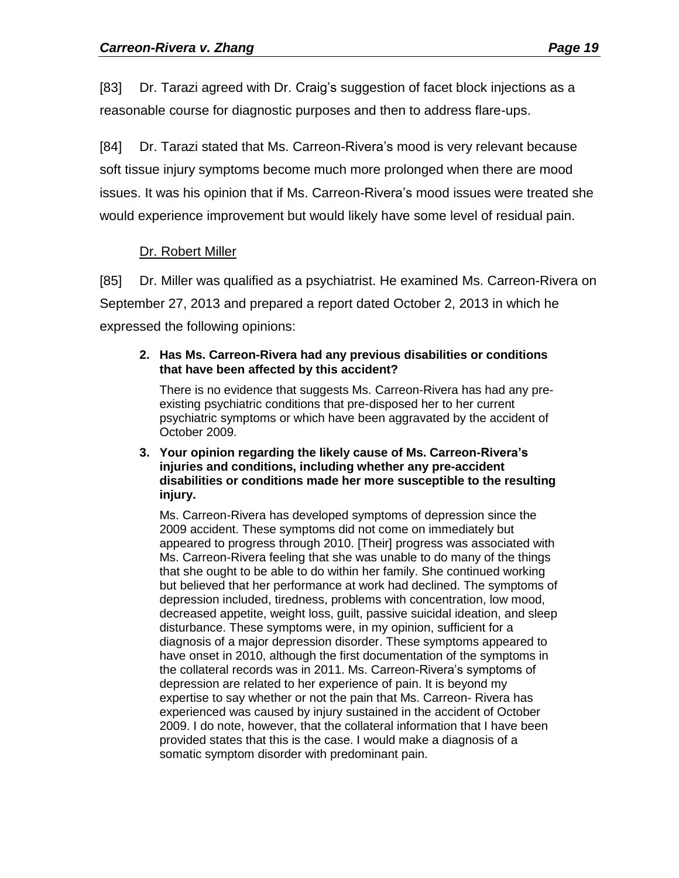[83] Dr. Tarazi agreed with Dr. Craig's suggestion of facet block injections as a reasonable course for diagnostic purposes and then to address flare-ups.

[84] Dr. Tarazi stated that Ms. Carreon-Rivera's mood is very relevant because soft tissue injury symptoms become much more prolonged when there are mood issues. It was his opinion that if Ms. Carreon-Rivera's mood issues were treated she would experience improvement but would likely have some level of residual pain.

<u>Dr. Robert Miller</u>

[85] Dr. Miller was qualified as a psychiatrist. He examined Ms. Carreon-Rivera on September 27, 2013 and prepared a report dated October 2, 2013 in which he expressed the following opinions:

> **2. Has Ms. Carreon-Rivera had any previous disabilities or conditions that have been affected by this accident?**
>
> There is no evidence that suggests Ms. Carreon-Rivera has had any pre-existing psychiatric conditions that pre-disposed her to her current psychiatric symptoms or which have been aggravated by the accident of October 2009.
>
> **3. Your opinion regarding the likely cause of Ms. Carreon-Rivera's injuries and conditions, including whether any pre-accident disabilities or conditions made her more susceptible to the resulting injury.**
>
> Ms. Carreon-Rivera has developed symptoms of depression since the 2009 accident. These symptoms did not come on immediately but appeared to progress through 2010. [Their] progress was associated with Ms. Carreon-Rivera feeling that she was unable to do many of the things that she ought to be able to do within her family. She continued working but believed that her performance at work had declined. The symptoms of depression included, tiredness, problems with concentration, low mood, decreased appetite, weight loss, guilt, passive suicidal ideation, and sleep disturbance. These symptoms were, in my opinion, sufficient for a diagnosis of a major depression disorder. These symptoms appeared to have onset in 2010, although the first documentation of the symptoms in the collateral records was in 2011. Ms. Carreon-Rivera's symptoms of depression are related to her experience of pain. It is beyond my expertise to say whether or not the pain that Ms. Carreon- Rivera has experienced was caused by injury sustained in the accident of October 2009. I do note, however, that the collateral information that I have been provided states that this is the case. I would make a diagnosis of a somatic symptom disorder with predominant pain.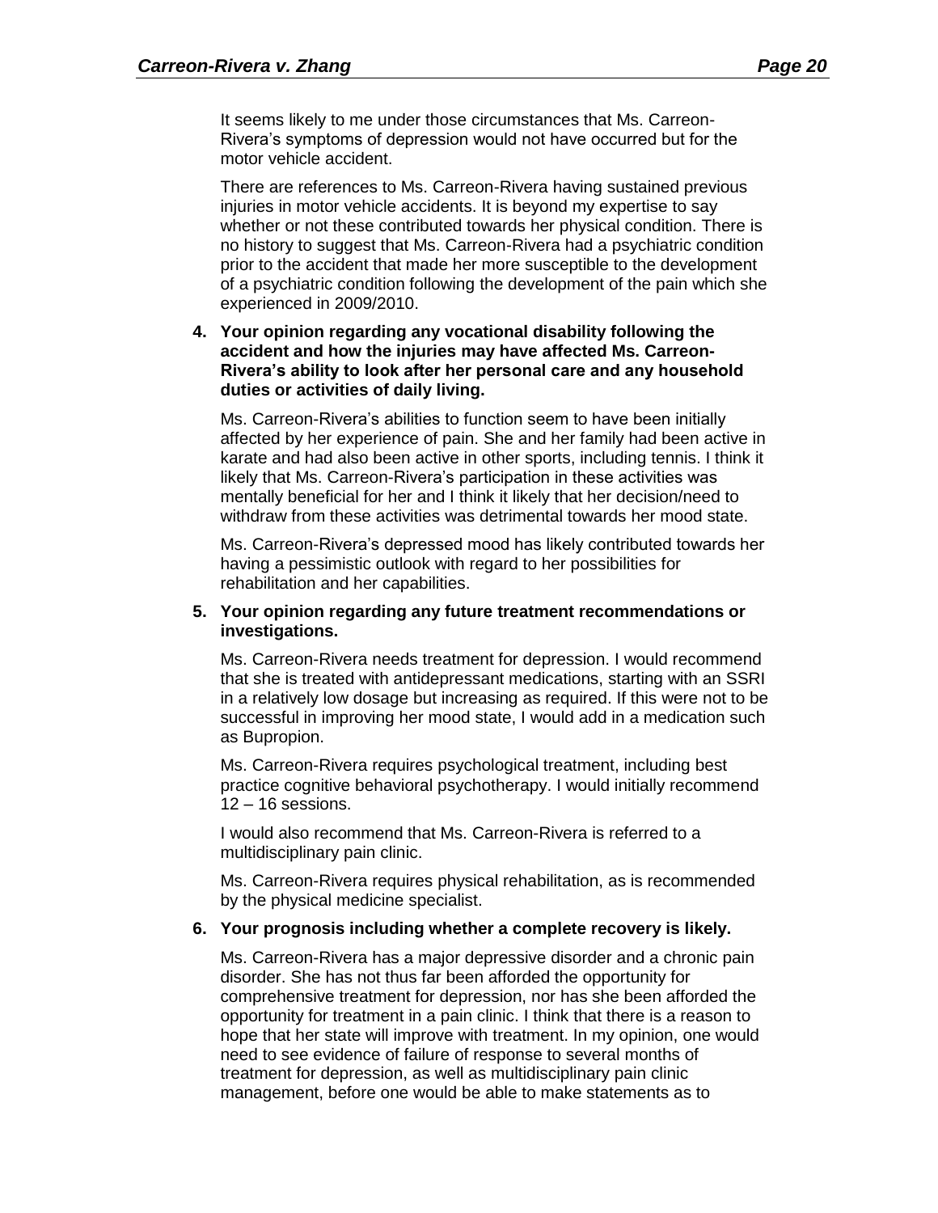It seems likely to me under those circumstances that Ms. Carreon-Rivera's symptoms of depression would not have occurred but for the motor vehicle accident.

There are references to Ms. Carreon-Rivera having sustained previous injuries in motor vehicle accidents. It is beyond my expertise to say whether or not these contributed towards her physical condition. There is no history to suggest that Ms. Carreon-Rivera had a psychiatric condition prior to the accident that made her more susceptible to the development of a psychiatric condition following the development of the pain which she experienced in 2009/2010.

**4. Your opinion regarding any vocational disability following the accident and how the injuries may have affected Ms. Carreon-Rivera's ability to look after her personal care and any household duties or activities of daily living.**

Ms. Carreon-Rivera's abilities to function seem to have been initially affected by her experience of pain. She and her family had been active in karate and had also been active in other sports, including tennis. I think it likely that Ms. Carreon-Rivera's participation in these activities was mentally beneficial for her and I think it likely that her decision/need to withdraw from these activities was detrimental towards her mood state.

Ms. Carreon-Rivera's depressed mood has likely contributed towards her having a pessimistic outlook with regard to her possibilities for rehabilitation and her capabilities.

**5. Your opinion regarding any future treatment recommendations or investigations.**

Ms. Carreon-Rivera needs treatment for depression. I would recommend that she is treated with antidepressant medications, starting with an SSRI in a relatively low dosage but increasing as required. If this were not to be successful in improving her mood state, I would add in a medication such as Bupropion.

Ms. Carreon-Rivera requires psychological treatment, including best practice cognitive behavioral psychotherapy. I would initially recommend 12 – 16 sessions.

I would also recommend that Ms. Carreon-Rivera is referred to a multidisciplinary pain clinic.

Ms. Carreon-Rivera requires physical rehabilitation, as is recommended by the physical medicine specialist.

**6. Your prognosis including whether a complete recovery is likely.**

Ms. Carreon-Rivera has a major depressive disorder and a chronic pain disorder. She has not thus far been afforded the opportunity for comprehensive treatment for depression, nor has she been afforded the opportunity for treatment in a pain clinic. I think that there is a reason to hope that her state will improve with treatment. In my opinion, one would need to see evidence of failure of response to several months of treatment for depression, as well as multidisciplinary pain clinic management, before one would be able to make statements as to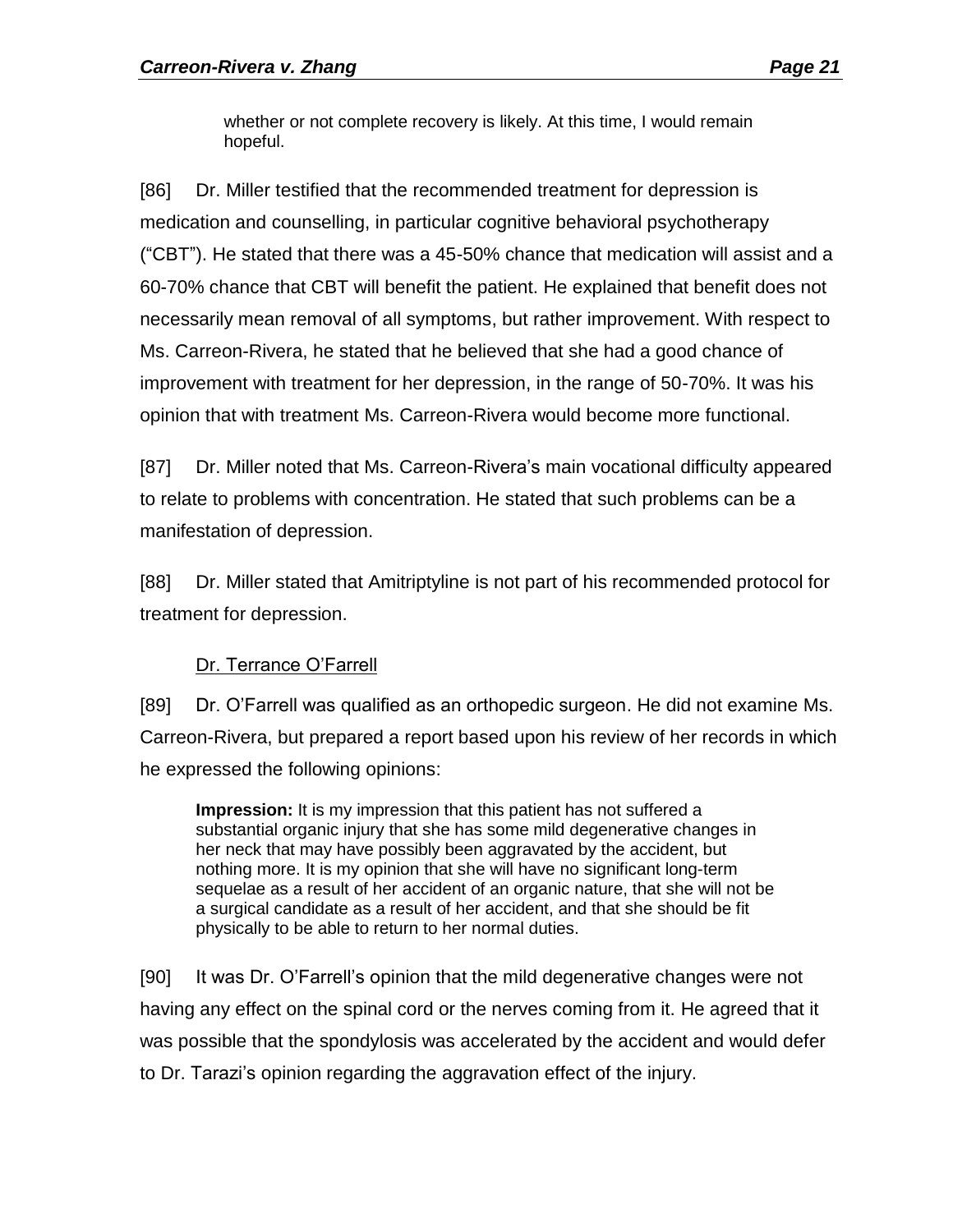> whether or not complete recovery is likely. At this time, I would remain hopeful.

[86] Dr. Miller testified that the recommended treatment for depression is medication and counselling, in particular cognitive behavioral psychotherapy ("CBT"). He stated that there was a 45-50% chance that medication will assist and a 60-70% chance that CBT will benefit the patient. He explained that benefit does not necessarily mean removal of all symptoms, but rather improvement. With respect to Ms. Carreon-Rivera, he stated that he believed that she had a good chance of improvement with treatment for her depression, in the range of 50-70%. It was his opinion that with treatment Ms. Carreon-Rivera would become more functional.

[87] Dr. Miller noted that Ms. Carreon-Rivera's main vocational difficulty appeared to relate to problems with concentration. He stated that such problems can be a manifestation of depression.

[88] Dr. Miller stated that Amitriptyline is not part of his recommended protocol for treatment for depression.

<u>Dr. Terrance O'Farrell</u>

[89] Dr. O'Farrell was qualified as an orthopedic surgeon. He did not examine Ms. Carreon-Rivera, but prepared a report based upon his review of her records in which he expressed the following opinions:

> **Impression:** It is my impression that this patient has not suffered a substantial organic injury that she has some mild degenerative changes in her neck that may have possibly been aggravated by the accident, but nothing more. It is my opinion that she will have no significant long-term sequelae as a result of her accident of an organic nature, that she will not be a surgical candidate as a result of her accident, and that she should be fit physically to be able to return to her normal duties.

[90] It was Dr. O'Farrell's opinion that the mild degenerative changes were not having any effect on the spinal cord or the nerves coming from it. He agreed that it was possible that the spondylosis was accelerated by the accident and would defer to Dr. Tarazi's opinion regarding the aggravation effect of the injury.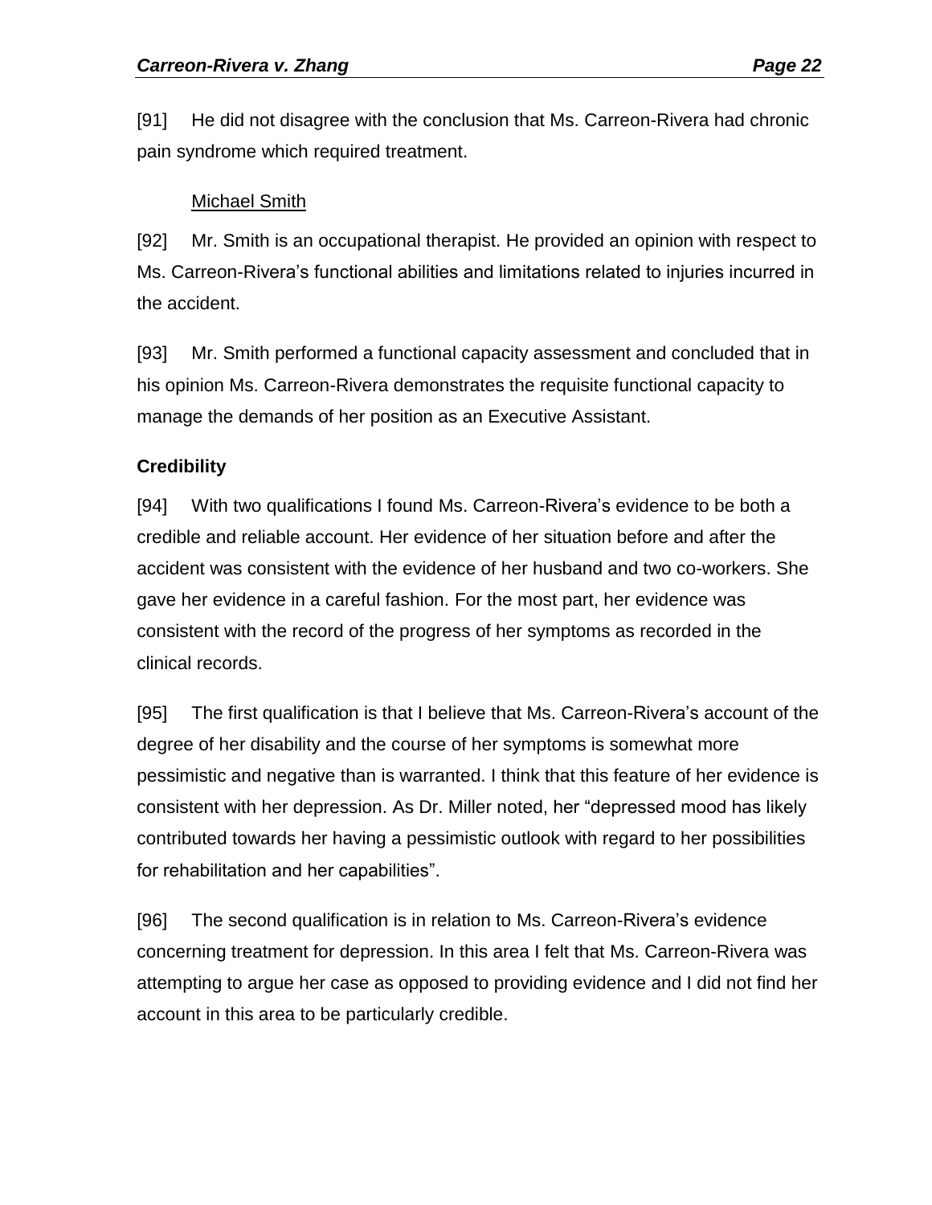[91] He did not disagree with the conclusion that Ms. Carreon-Rivera had chronic pain syndrome which required treatment.

Michael Smith

[92] Mr. Smith is an occupational therapist. He provided an opinion with respect to Ms. Carreon-Rivera's functional abilities and limitations related to injuries incurred in the accident.

[93] Mr. Smith performed a functional capacity assessment and concluded that in his opinion Ms. Carreon-Rivera demonstrates the requisite functional capacity to manage the demands of her position as an Executive Assistant.

**Credibility**

[94] With two qualifications I found Ms. Carreon-Rivera's evidence to be both a credible and reliable account. Her evidence of her situation before and after the accident was consistent with the evidence of her husband and two co-workers. She gave her evidence in a careful fashion. For the most part, her evidence was consistent with the record of the progress of her symptoms as recorded in the clinical records.

[95] The first qualification is that I believe that Ms. Carreon-Rivera's account of the degree of her disability and the course of her symptoms is somewhat more pessimistic and negative than is warranted. I think that this feature of her evidence is consistent with her depression. As Dr. Miller noted, her "depressed mood has likely contributed towards her having a pessimistic outlook with regard to her possibilities for rehabilitation and her capabilities".

[96] The second qualification is in relation to Ms. Carreon-Rivera's evidence concerning treatment for depression. In this area I felt that Ms. Carreon-Rivera was attempting to argue her case as opposed to providing evidence and I did not find her account in this area to be particularly credible.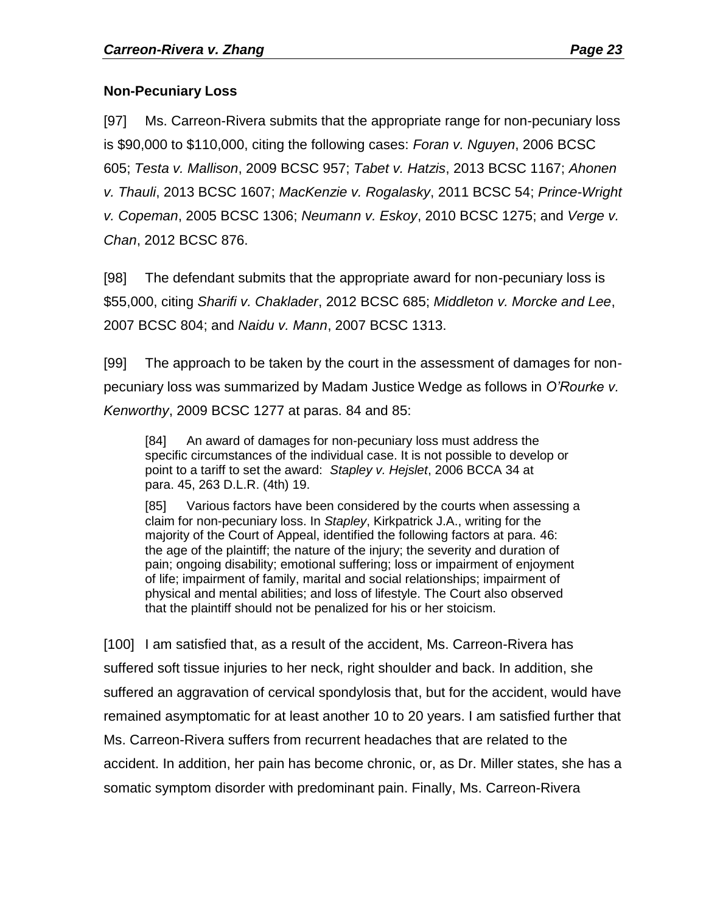**Non-Pecuniary Loss**

[97] Ms. Carreon-Rivera submits that the appropriate range for non-pecuniary loss is $90,000 to $110,000, citing the following cases: *Foran v. Nguyen*, 2006 BCSC 605; *Testa v. Mallison*, 2009 BCSC 957; *Tabet v. Hatzis*, 2013 BCSC 1167; *Ahonen v. Thauli*, 2013 BCSC 1607; *MacKenzie v. Rogalasky*, 2011 BCSC 54; *Prince-Wright v. Copeman*, 2005 BCSC 1306; *Neumann v. Eskoy*, 2010 BCSC 1275; and *Verge v. Chan*, 2012 BCSC 876.

[98] The defendant submits that the appropriate award for non-pecuniary loss is $55,000, citing *Sharifi v. Chaklader*, 2012 BCSC 685; *Middleton v. Morcke and Lee*, 2007 BCSC 804; and *Naidu v. Mann*, 2007 BCSC 1313.

[99] The approach to be taken by the court in the assessment of damages for non-pecuniary loss was summarized by Madam Justice Wedge as follows in *O'Rourke v. Kenworthy*, 2009 BCSC 1277 at paras. 84 and 85:

> [84] An award of damages for non-pecuniary loss must address the specific circumstances of the individual case. It is not possible to develop or point to a tariff to set the award: *Stapley v. Hejslet*, 2006 BCCA 34 at para. 45, 263 D.L.R. (4th) 19.
>
> [85] Various factors have been considered by the courts when assessing a claim for non-pecuniary loss. In *Stapley*, Kirkpatrick J.A., writing for the majority of the Court of Appeal, identified the following factors at para. 46: the age of the plaintiff; the nature of the injury; the severity and duration of pain; ongoing disability; emotional suffering; loss or impairment of enjoyment of life; impairment of family, marital and social relationships; impairment of physical and mental abilities; and loss of lifestyle. The Court also observed that the plaintiff should not be penalized for his or her stoicism.

[100] I am satisfied that, as a result of the accident, Ms. Carreon-Rivera has suffered soft tissue injuries to her neck, right shoulder and back. In addition, she suffered an aggravation of cervical spondylosis that, but for the accident, would have remained asymptomatic for at least another 10 to 20 years. I am satisfied further that Ms. Carreon-Rivera suffers from recurrent headaches that are related to the accident. In addition, her pain has become chronic, or, as Dr. Miller states, she has a somatic symptom disorder with predominant pain. Finally, Ms. Carreon-Rivera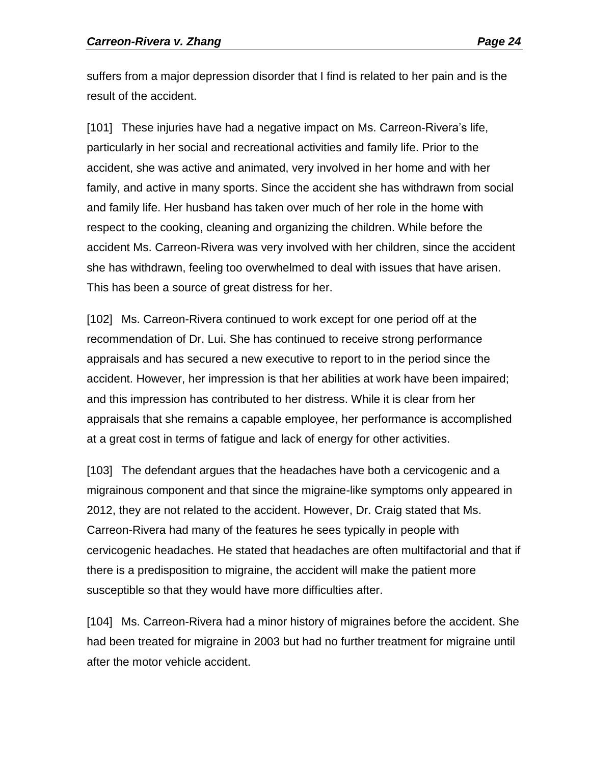suffers from a major depression disorder that I find is related to her pain and is the result of the accident.

[101] These injuries have had a negative impact on Ms. Carreon-Rivera's life, particularly in her social and recreational activities and family life. Prior to the accident, she was active and animated, very involved in her home and with her family, and active in many sports. Since the accident she has withdrawn from social and family life. Her husband has taken over much of her role in the home with respect to the cooking, cleaning and organizing the children. While before the accident Ms. Carreon-Rivera was very involved with her children, since the accident she has withdrawn, feeling too overwhelmed to deal with issues that have arisen. This has been a source of great distress for her.

[102] Ms. Carreon-Rivera continued to work except for one period off at the recommendation of Dr. Lui. She has continued to receive strong performance appraisals and has secured a new executive to report to in the period since the accident. However, her impression is that her abilities at work have been impaired; and this impression has contributed to her distress. While it is clear from her appraisals that she remains a capable employee, her performance is accomplished at a great cost in terms of fatigue and lack of energy for other activities.

[103] The defendant argues that the headaches have both a cervicogenic and a migrainous component and that since the migraine-like symptoms only appeared in 2012, they are not related to the accident. However, Dr. Craig stated that Ms. Carreon-Rivera had many of the features he sees typically in people with cervicogenic headaches. He stated that headaches are often multifactorial and that if there is a predisposition to migraine, the accident will make the patient more susceptible so that they would have more difficulties after.

[104] Ms. Carreon-Rivera had a minor history of migraines before the accident. She had been treated for migraine in 2003 but had no further treatment for migraine until after the motor vehicle accident.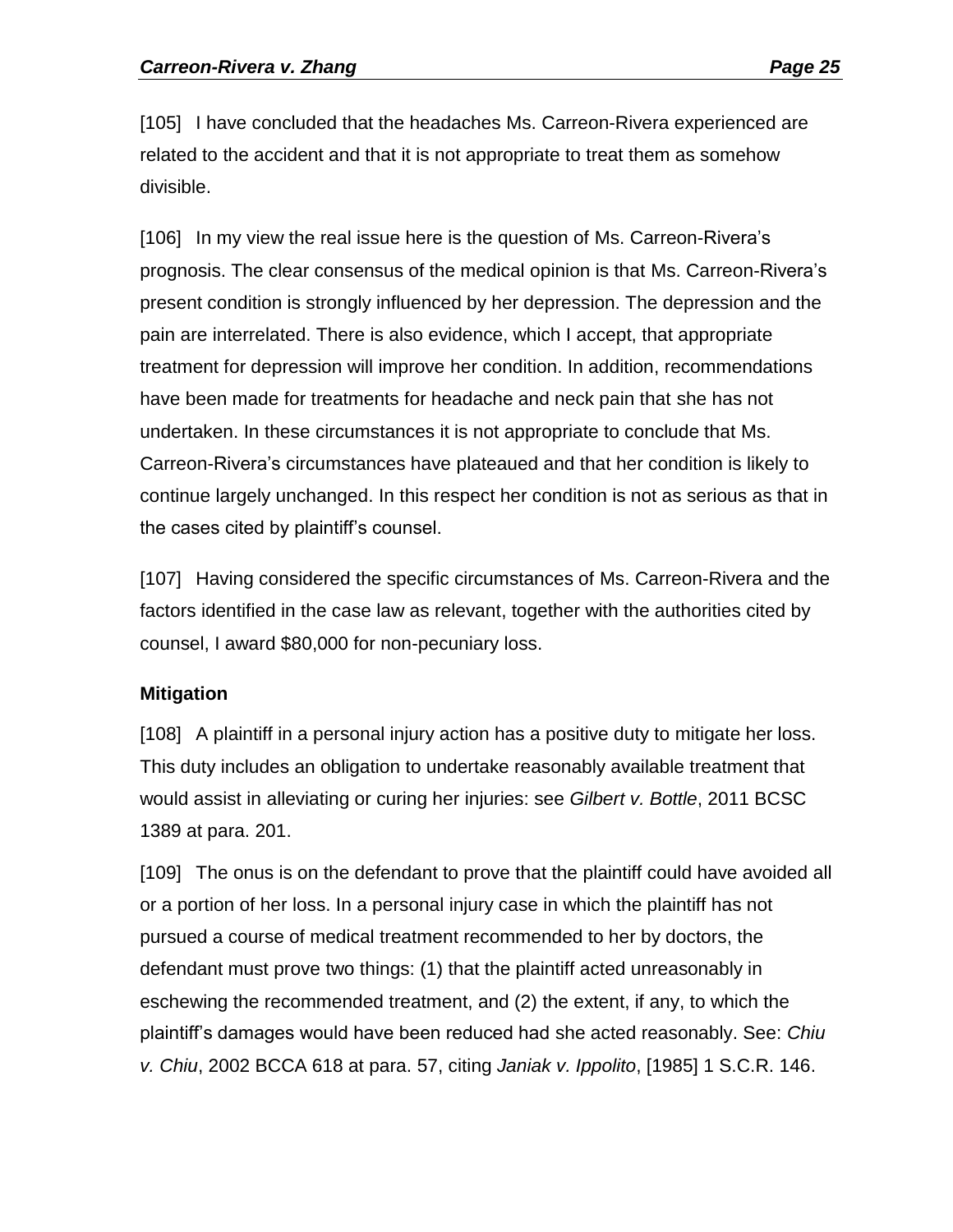[105] I have concluded that the headaches Ms. Carreon-Rivera experienced are related to the accident and that it is not appropriate to treat them as somehow divisible.

[106] In my view the real issue here is the question of Ms. Carreon-Rivera's prognosis. The clear consensus of the medical opinion is that Ms. Carreon-Rivera's present condition is strongly influenced by her depression. The depression and the pain are interrelated. There is also evidence, which I accept, that appropriate treatment for depression will improve her condition. In addition, recommendations have been made for treatments for headache and neck pain that she has not undertaken. In these circumstances it is not appropriate to conclude that Ms. Carreon-Rivera's circumstances have plateaued and that her condition is likely to continue largely unchanged. In this respect her condition is not as serious as that in the cases cited by plaintiff's counsel.

[107] Having considered the specific circumstances of Ms. Carreon-Rivera and the factors identified in the case law as relevant, together with the authorities cited by counsel, I award $80,000 for non-pecuniary loss.

**Mitigation**

[108] A plaintiff in a personal injury action has a positive duty to mitigate her loss. This duty includes an obligation to undertake reasonably available treatment that would assist in alleviating or curing her injuries: see *Gilbert v. Bottle*, 2011 BCSC 1389 at para. 201.

[109] The onus is on the defendant to prove that the plaintiff could have avoided all or a portion of her loss. In a personal injury case in which the plaintiff has not pursued a course of medical treatment recommended to her by doctors, the defendant must prove two things: (1) that the plaintiff acted unreasonably in eschewing the recommended treatment, and (2) the extent, if any, to which the plaintiff's damages would have been reduced had she acted reasonably. See: *Chiu v. Chiu*, 2002 BCCA 618 at para. 57, citing *Janiak v. Ippolito*, [1985] 1 S.C.R. 146.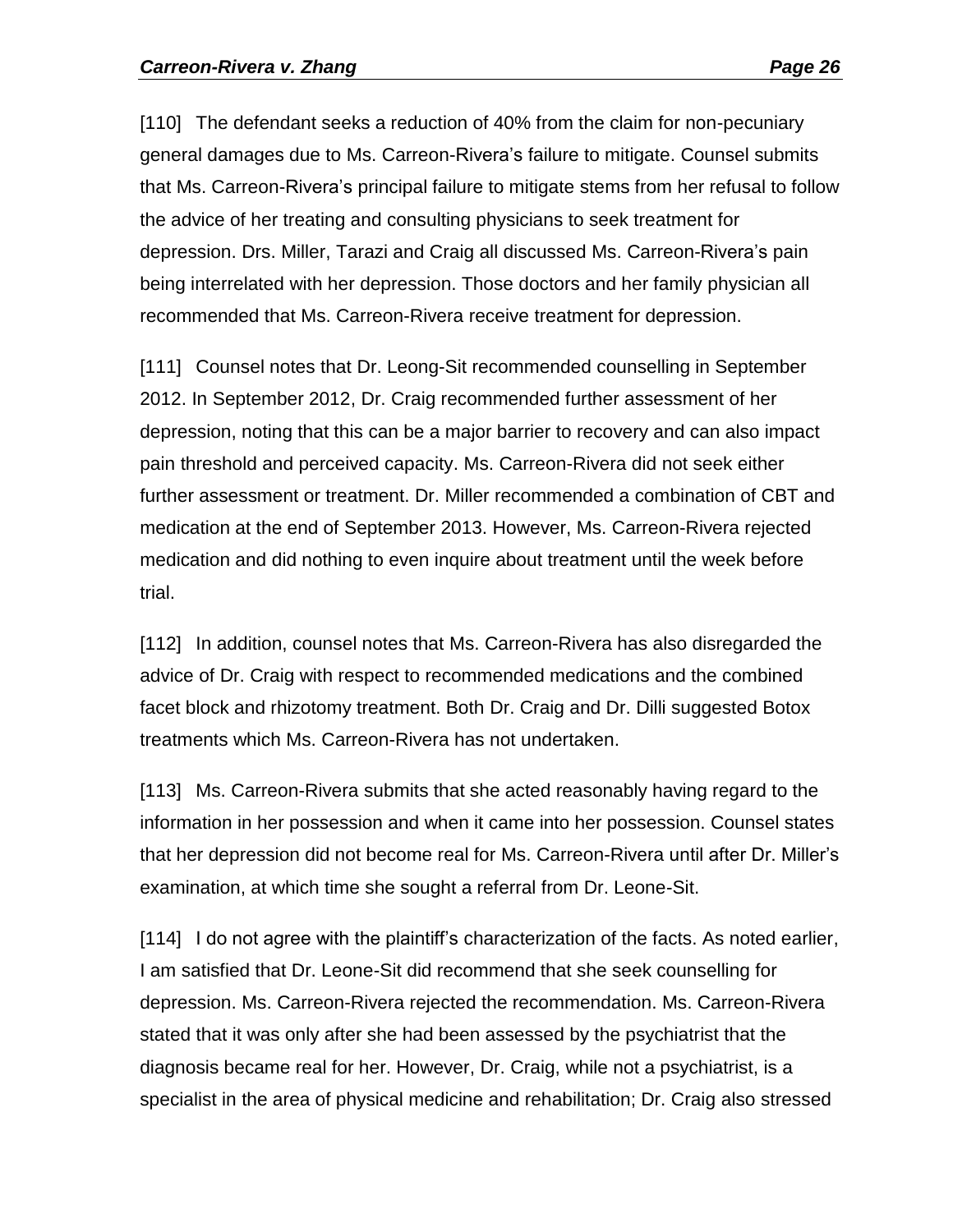[110] The defendant seeks a reduction of 40% from the claim for non-pecuniary general damages due to Ms. Carreon-Rivera's failure to mitigate. Counsel submits that Ms. Carreon-Rivera's principal failure to mitigate stems from her refusal to follow the advice of her treating and consulting physicians to seek treatment for depression. Drs. Miller, Tarazi and Craig all discussed Ms. Carreon-Rivera's pain being interrelated with her depression. Those doctors and her family physician all recommended that Ms. Carreon-Rivera receive treatment for depression.

[111] Counsel notes that Dr. Leong-Sit recommended counselling in September 2012. In September 2012, Dr. Craig recommended further assessment of her depression, noting that this can be a major barrier to recovery and can also impact pain threshold and perceived capacity. Ms. Carreon-Rivera did not seek either further assessment or treatment. Dr. Miller recommended a combination of CBT and medication at the end of September 2013. However, Ms. Carreon-Rivera rejected medication and did nothing to even inquire about treatment until the week before trial.

[112] In addition, counsel notes that Ms. Carreon-Rivera has also disregarded the advice of Dr. Craig with respect to recommended medications and the combined facet block and rhizotomy treatment. Both Dr. Craig and Dr. Dilli suggested Botox treatments which Ms. Carreon-Rivera has not undertaken.

[113] Ms. Carreon-Rivera submits that she acted reasonably having regard to the information in her possession and when it came into her possession. Counsel states that her depression did not become real for Ms. Carreon-Rivera until after Dr. Miller's examination, at which time she sought a referral from Dr. Leone-Sit.

[114] I do not agree with the plaintiff's characterization of the facts. As noted earlier, I am satisfied that Dr. Leone-Sit did recommend that she seek counselling for depression. Ms. Carreon-Rivera rejected the recommendation. Ms. Carreon-Rivera stated that it was only after she had been assessed by the psychiatrist that the diagnosis became real for her. However, Dr. Craig, while not a psychiatrist, is a specialist in the area of physical medicine and rehabilitation; Dr. Craig also stressed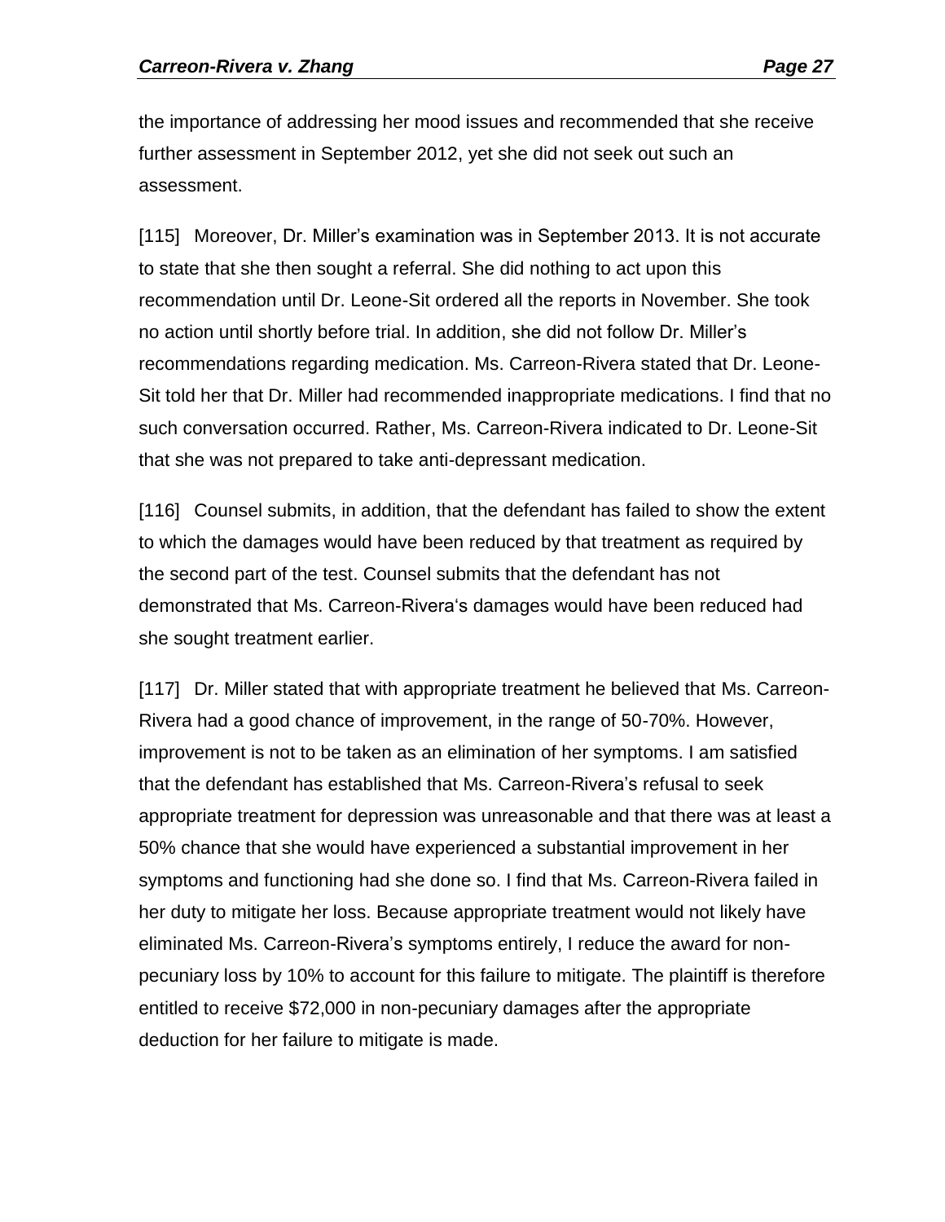the importance of addressing her mood issues and recommended that she receive further assessment in September 2012, yet she did not seek out such an assessment.

[115] Moreover, Dr. Miller's examination was in September 2013. It is not accurate to state that she then sought a referral. She did nothing to act upon this recommendation until Dr. Leone-Sit ordered all the reports in November. She took no action until shortly before trial. In addition, she did not follow Dr. Miller's recommendations regarding medication. Ms. Carreon-Rivera stated that Dr. Leone-Sit told her that Dr. Miller had recommended inappropriate medications. I find that no such conversation occurred. Rather, Ms. Carreon-Rivera indicated to Dr. Leone-Sit that she was not prepared to take anti-depressant medication.

[116] Counsel submits, in addition, that the defendant has failed to show the extent to which the damages would have been reduced by that treatment as required by the second part of the test. Counsel submits that the defendant has not demonstrated that Ms. Carreon-Rivera's damages would have been reduced had she sought treatment earlier.

[117] Dr. Miller stated that with appropriate treatment he believed that Ms. Carreon-Rivera had a good chance of improvement, in the range of 50-70%. However, improvement is not to be taken as an elimination of her symptoms. I am satisfied that the defendant has established that Ms. Carreon-Rivera's refusal to seek appropriate treatment for depression was unreasonable and that there was at least a 50% chance that she would have experienced a substantial improvement in her symptoms and functioning had she done so. I find that Ms. Carreon-Rivera failed in her duty to mitigate her loss. Because appropriate treatment would not likely have eliminated Ms. Carreon-Rivera's symptoms entirely, I reduce the award for non-pecuniary loss by 10% to account for this failure to mitigate. The plaintiff is therefore entitled to receive $72,000 in non-pecuniary damages after the appropriate deduction for her failure to mitigate is made.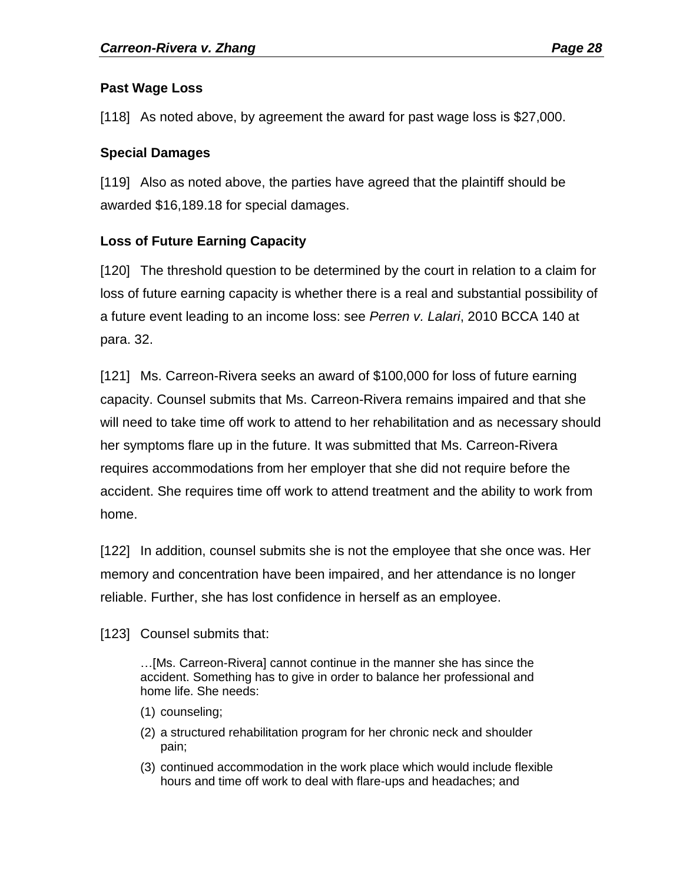### Past Wage Loss

[118] As noted above, by agreement the award for past wage loss is $27,000.

### Special Damages

[119] Also as noted above, the parties have agreed that the plaintiff should be awarded $16,189.18 for special damages.

### Loss of Future Earning Capacity

[120] The threshold question to be determined by the court in relation to a claim for loss of future earning capacity is whether there is a real and substantial possibility of a future event leading to an income loss: see *Perren v. Lalari*, 2010 BCCA 140 at para. 32.

[121] Ms. Carreon-Rivera seeks an award of $100,000 for loss of future earning capacity. Counsel submits that Ms. Carreon-Rivera remains impaired and that she will need to take time off work to attend to her rehabilitation and as necessary should her symptoms flare up in the future. It was submitted that Ms. Carreon-Rivera requires accommodations from her employer that she did not require before the accident. She requires time off work to attend treatment and the ability to work from home.

[122] In addition, counsel submits she is not the employee that she once was. Her memory and concentration have been impaired, and her attendance is no longer reliable. Further, she has lost confidence in herself as an employee.

[123] Counsel submits that:

> …[Ms. Carreon-Rivera] cannot continue in the manner she has since the accident. Something has to give in order to balance her professional and home life. She needs:
>
> (1) counseling;
>
> (2) a structured rehabilitation program for her chronic neck and shoulder pain;
>
> (3) continued accommodation in the work place which would include flexible hours and time off work to deal with flare-ups and headaches; and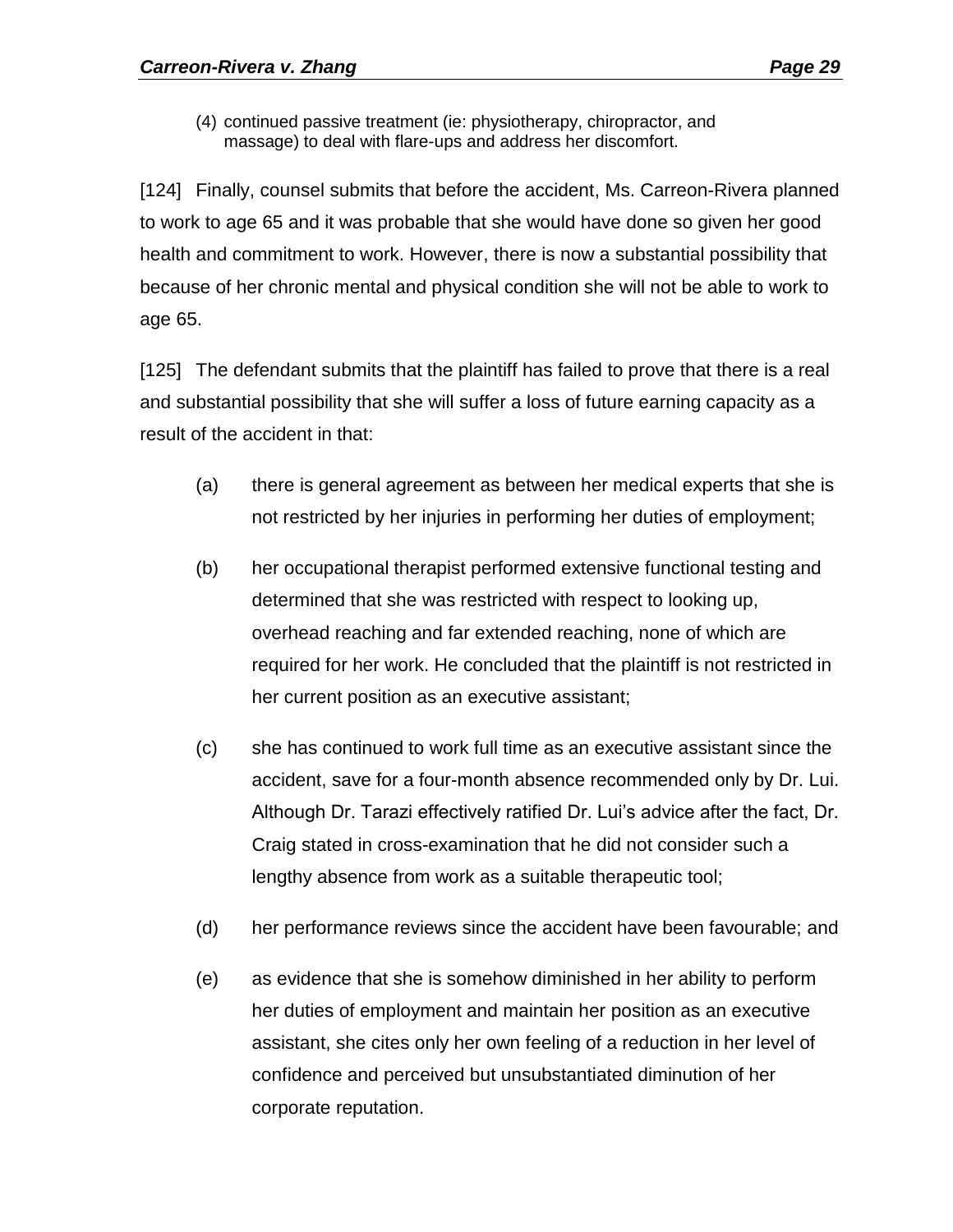(4) continued passive treatment (ie: physiotherapy, chiropractor, and massage) to deal with flare-ups and address her discomfort.

[124] Finally, counsel submits that before the accident, Ms. Carreon-Rivera planned to work to age 65 and it was probable that she would have done so given her good health and commitment to work. However, there is now a substantial possibility that because of her chronic mental and physical condition she will not be able to work to age 65.

[125] The defendant submits that the plaintiff has failed to prove that there is a real and substantial possibility that she will suffer a loss of future earning capacity as a result of the accident in that:

(a) there is general agreement as between her medical experts that she is not restricted by her injuries in performing her duties of employment;

(b) her occupational therapist performed extensive functional testing and determined that she was restricted with respect to looking up, overhead reaching and far extended reaching, none of which are required for her work. He concluded that the plaintiff is not restricted in her current position as an executive assistant;

(c) she has continued to work full time as an executive assistant since the accident, save for a four-month absence recommended only by Dr. Lui. Although Dr. Tarazi effectively ratified Dr. Lui's advice after the fact, Dr. Craig stated in cross-examination that he did not consider such a lengthy absence from work as a suitable therapeutic tool;

(d) her performance reviews since the accident have been favourable; and

(e) as evidence that she is somehow diminished in her ability to perform her duties of employment and maintain her position as an executive assistant, she cites only her own feeling of a reduction in her level of confidence and perceived but unsubstantiated diminution of her corporate reputation.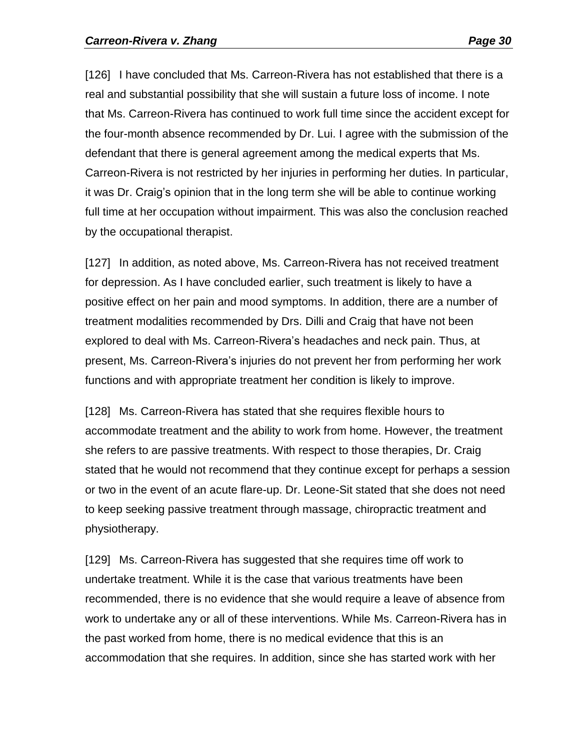[126] I have concluded that Ms. Carreon-Rivera has not established that there is a real and substantial possibility that she will sustain a future loss of income. I note that Ms. Carreon-Rivera has continued to work full time since the accident except for the four-month absence recommended by Dr. Lui. I agree with the submission of the defendant that there is general agreement among the medical experts that Ms. Carreon-Rivera is not restricted by her injuries in performing her duties. In particular, it was Dr. Craig's opinion that in the long term she will be able to continue working full time at her occupation without impairment. This was also the conclusion reached by the occupational therapist.

[127] In addition, as noted above, Ms. Carreon-Rivera has not received treatment for depression. As I have concluded earlier, such treatment is likely to have a positive effect on her pain and mood symptoms. In addition, there are a number of treatment modalities recommended by Drs. Dilli and Craig that have not been explored to deal with Ms. Carreon-Rivera's headaches and neck pain. Thus, at present, Ms. Carreon-Rivera's injuries do not prevent her from performing her work functions and with appropriate treatment her condition is likely to improve.

[128] Ms. Carreon-Rivera has stated that she requires flexible hours to accommodate treatment and the ability to work from home. However, the treatment she refers to are passive treatments. With respect to those therapies, Dr. Craig stated that he would not recommend that they continue except for perhaps a session or two in the event of an acute flare-up. Dr. Leone-Sit stated that she does not need to keep seeking passive treatment through massage, chiropractic treatment and physiotherapy.

[129] Ms. Carreon-Rivera has suggested that she requires time off work to undertake treatment. While it is the case that various treatments have been recommended, there is no evidence that she would require a leave of absence from work to undertake any or all of these interventions. While Ms. Carreon-Rivera has in the past worked from home, there is no medical evidence that this is an accommodation that she requires. In addition, since she has started work with her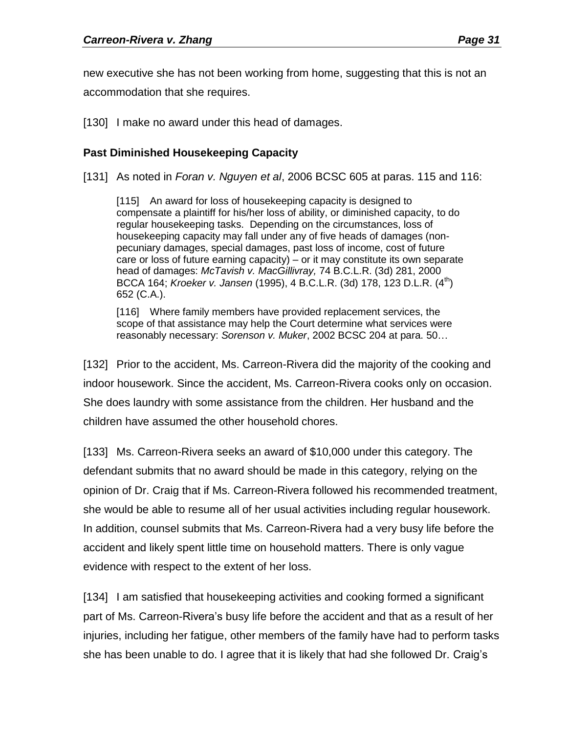new executive she has not been working from home, suggesting that this is not an accommodation that she requires.

[130] I make no award under this head of damages.

**Past Diminished Housekeeping Capacity**

[131] As noted in *Foran v. Nguyen et al*, 2006 BCSC 605 at paras. 115 and 116:

> [115] An award for loss of housekeeping capacity is designed to compensate a plaintiff for his/her loss of ability, or diminished capacity, to do regular housekeeping tasks. Depending on the circumstances, loss of housekeeping capacity may fall under any of five heads of damages (non-pecuniary damages, special damages, past loss of income, cost of future care or loss of future earning capacity) – or it may constitute its own separate head of damages: *McTavish v. MacGillivray,* 74 B.C.L.R. (3d) 281, 2000 BCCA 164; *Kroeker v. Jansen* (1995), 4 B.C.L.R. (3d) 178, 123 D.L.R. (4th) 652 (C.A.).
>
> [116] Where family members have provided replacement services, the scope of that assistance may help the Court determine what services were reasonably necessary: *Sorenson v. Muker*, 2002 BCSC 204 at para. 50…

[132] Prior to the accident, Ms. Carreon-Rivera did the majority of the cooking and indoor housework. Since the accident, Ms. Carreon-Rivera cooks only on occasion. She does laundry with some assistance from the children. Her husband and the children have assumed the other household chores.

[133] Ms. Carreon-Rivera seeks an award of $10,000 under this category. The defendant submits that no award should be made in this category, relying on the opinion of Dr. Craig that if Ms. Carreon-Rivera followed his recommended treatment, she would be able to resume all of her usual activities including regular housework. In addition, counsel submits that Ms. Carreon-Rivera had a very busy life before the accident and likely spent little time on household matters. There is only vague evidence with respect to the extent of her loss.

[134] I am satisfied that housekeeping activities and cooking formed a significant part of Ms. Carreon-Rivera's busy life before the accident and that as a result of her injuries, including her fatigue, other members of the family have had to perform tasks she has been unable to do. I agree that it is likely that had she followed Dr. Craig's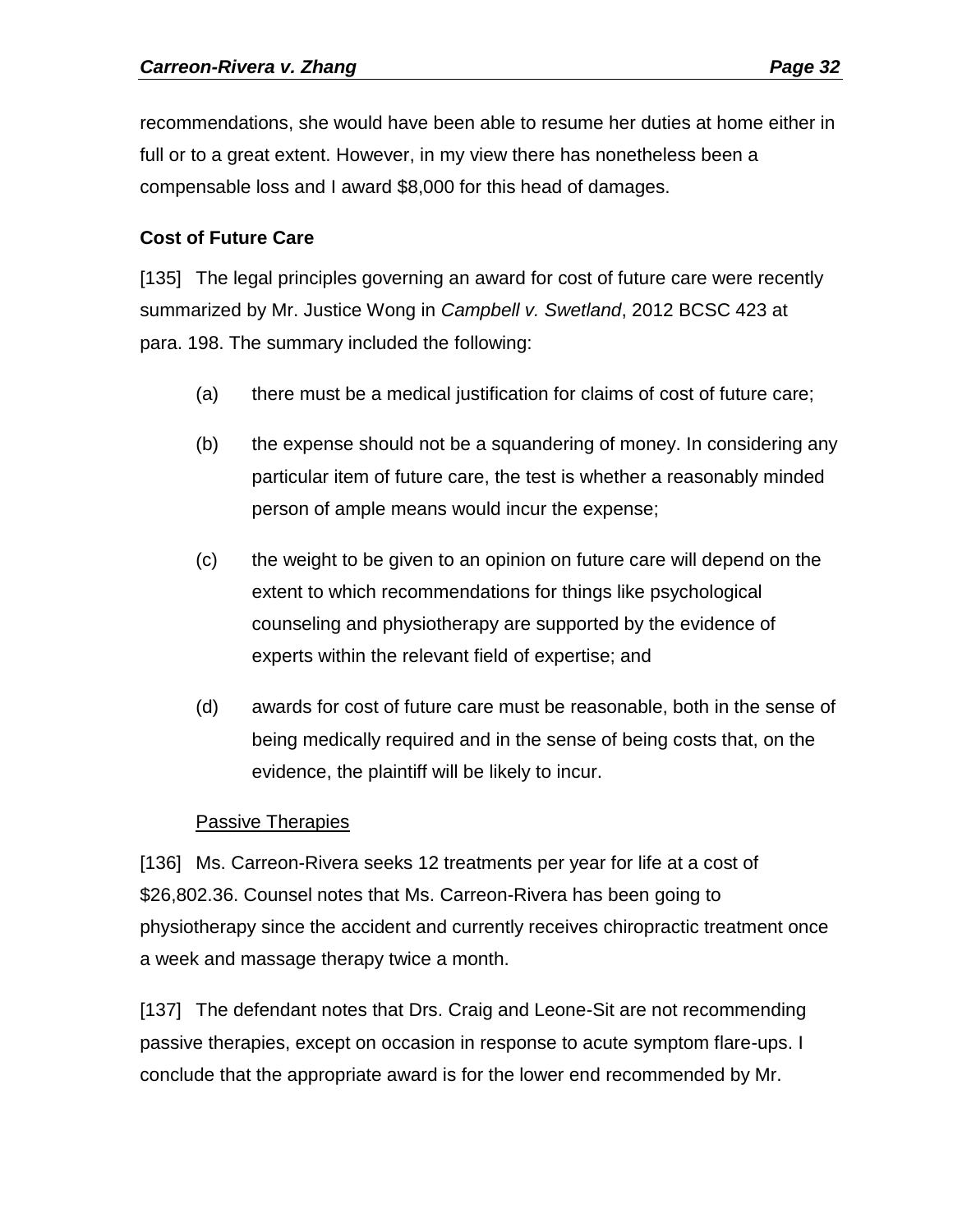recommendations, she would have been able to resume her duties at home either in full or to a great extent. However, in my view there has nonetheless been a compensable loss and I award $8,000 for this head of damages.

**Cost of Future Care**

[135] The legal principles governing an award for cost of future care were recently summarized by Mr. Justice Wong in *Campbell v. Swetland*, 2012 BCSC 423 at para. 198. The summary included the following:

> (a) there must be a medical justification for claims of cost of future care;
>
> (b) the expense should not be a squandering of money. In considering any particular item of future care, the test is whether a reasonably minded person of ample means would incur the expense;
>
> (c) the weight to be given to an opinion on future care will depend on the extent to which recommendations for things like psychological counseling and physiotherapy are supported by the evidence of experts within the relevant field of expertise; and
>
> (d) awards for cost of future care must be reasonable, both in the sense of being medically required and in the sense of being costs that, on the evidence, the plaintiff will be likely to incur.

Passive Therapies

[136] Ms. Carreon-Rivera seeks 12 treatments per year for life at a cost of $26,802.36. Counsel notes that Ms. Carreon-Rivera has been going to physiotherapy since the accident and currently receives chiropractic treatment once a week and massage therapy twice a month.

[137] The defendant notes that Drs. Craig and Leone-Sit are not recommending passive therapies, except on occasion in response to acute symptom flare-ups. I conclude that the appropriate award is for the lower end recommended by Mr.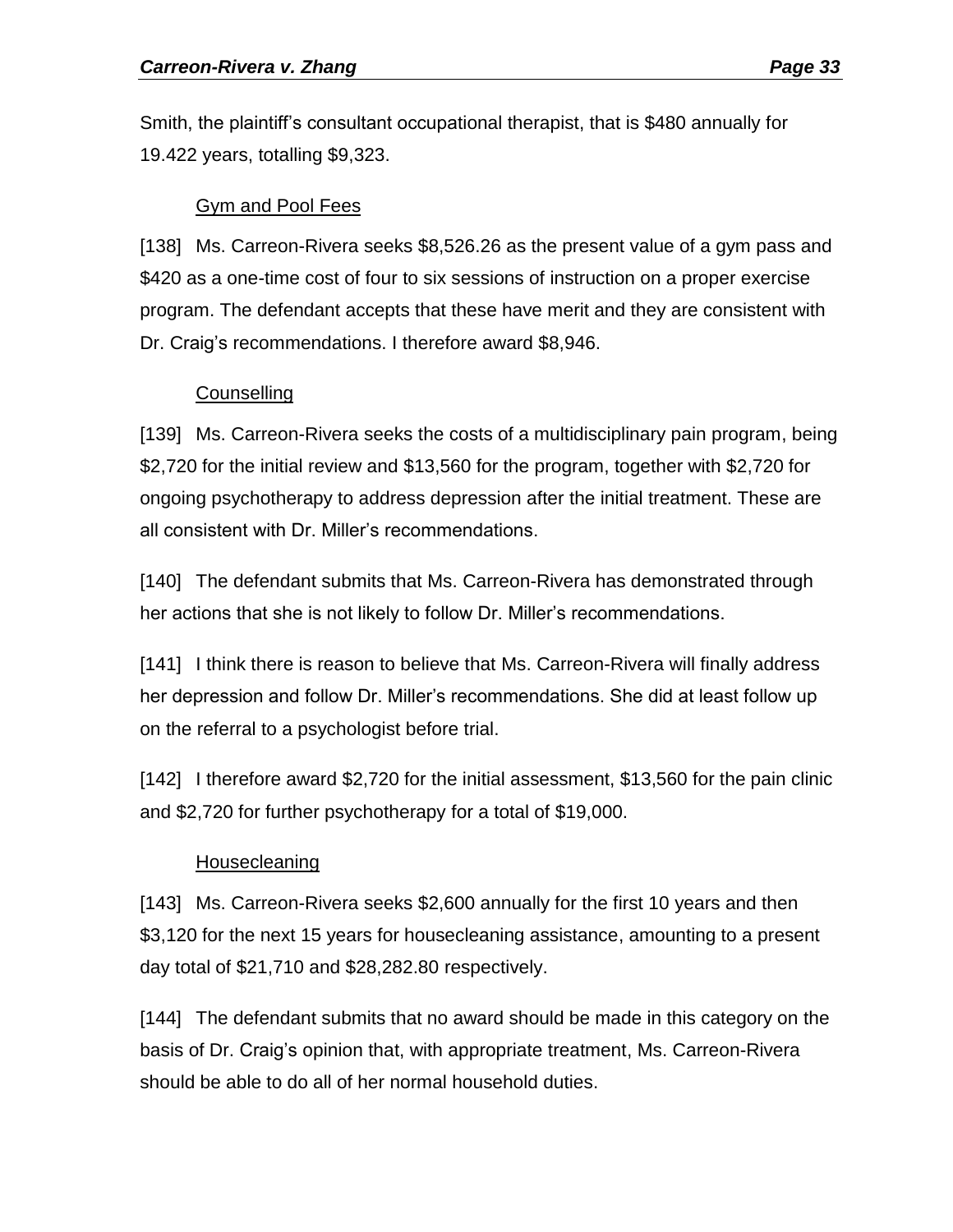Smith, the plaintiff's consultant occupational therapist, that is $480 annually for 19.422 years, totalling $9,323.

### Gym and Pool Fees

[138] Ms. Carreon-Rivera seeks $8,526.26 as the present value of a gym pass and $420 as a one-time cost of four to six sessions of instruction on a proper exercise program. The defendant accepts that these have merit and they are consistent with Dr. Craig's recommendations. I therefore award $8,946.

### Counselling

[139] Ms. Carreon-Rivera seeks the costs of a multidisciplinary pain program, being $2,720 for the initial review and $13,560 for the program, together with $2,720 for ongoing psychotherapy to address depression after the initial treatment. These are all consistent with Dr. Miller's recommendations.

[140] The defendant submits that Ms. Carreon-Rivera has demonstrated through her actions that she is not likely to follow Dr. Miller's recommendations.

[141] I think there is reason to believe that Ms. Carreon-Rivera will finally address her depression and follow Dr. Miller's recommendations. She did at least follow up on the referral to a psychologist before trial.

[142] I therefore award $2,720 for the initial assessment, $13,560 for the pain clinic and $2,720 for further psychotherapy for a total of $19,000.

### Housecleaning

[143] Ms. Carreon-Rivera seeks $2,600 annually for the first 10 years and then $3,120 for the next 15 years for housecleaning assistance, amounting to a present day total of $21,710 and $28,282.80 respectively.

[144] The defendant submits that no award should be made in this category on the basis of Dr. Craig's opinion that, with appropriate treatment, Ms. Carreon-Rivera should be able to do all of her normal household duties.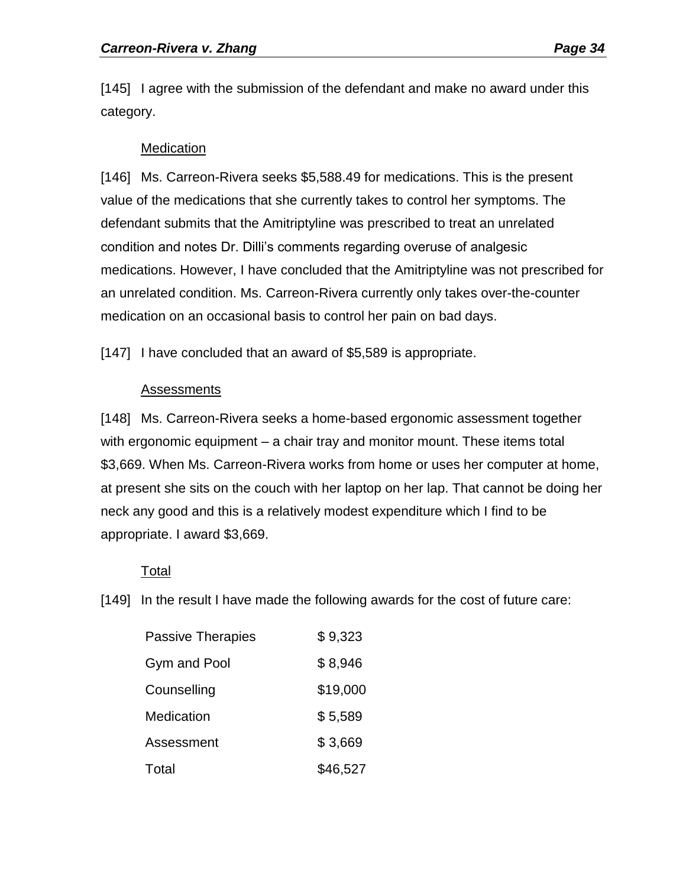[145] I agree with the submission of the defendant and make no award under this category.

### Medication

[146] Ms. Carreon-Rivera seeks $5,588.49 for medications. This is the present value of the medications that she currently takes to control her symptoms. The defendant submits that the Amitriptyline was prescribed to treat an unrelated condition and notes Dr. Dilli's comments regarding overuse of analgesic medications. However, I have concluded that the Amitriptyline was not prescribed for an unrelated condition. Ms. Carreon-Rivera currently only takes over-the-counter medication on an occasional basis to control her pain on bad days.

[147] I have concluded that an award of $5,589 is appropriate.

### Assessments

[148] Ms. Carreon-Rivera seeks a home-based ergonomic assessment together with ergonomic equipment – a chair tray and monitor mount. These items total $3,669. When Ms. Carreon-Rivera works from home or uses her computer at home, at present she sits on the couch with her laptop on her lap. That cannot be doing her neck any good and this is a relatively modest expenditure which I find to be appropriate. I award $3,669.

### Total

[149] In the result I have made the following awards for the cost of future care:

| | |
|---|---|
| Passive Therapies | $ 9,323 |
| Gym and Pool | $ 8,946 |
| Counselling | $19,000 |
| Medication | $ 5,589 |
| Assessment | $ 3,669 |
| Total | $46,527 |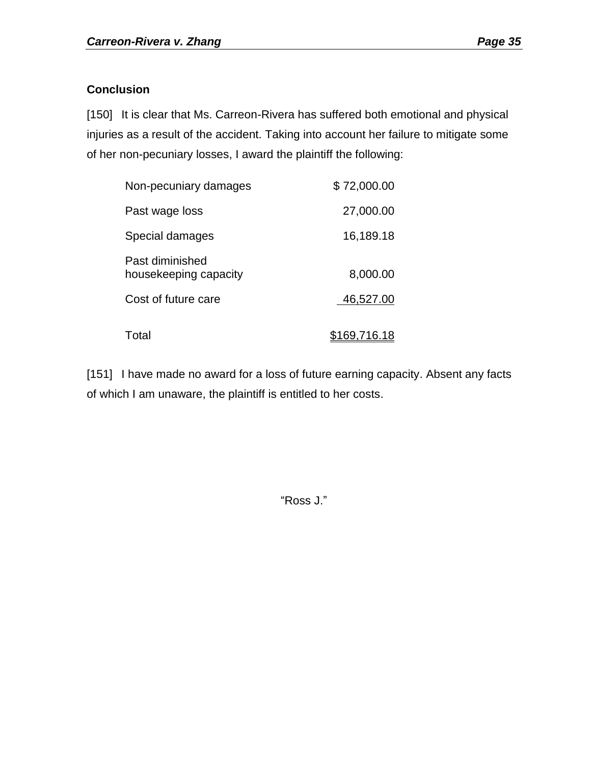## Conclusion

[150] It is clear that Ms. Carreon-Rivera has suffered both emotional and physical injuries as a result of the accident. Taking into account her failure to mitigate some of her non-pecuniary losses, I award the plaintiff the following:

| | |
|---|---|
| Non-pecuniary damages | $ 72,000.00 |
| Past wage loss | 27,000.00 |
| Special damages | 16,189.18 |
| Past diminished housekeeping capacity | 8,000.00 |
| Cost of future care | 46,527.00 |
| Total | $169,716.18 |

[151] I have made no award for a loss of future earning capacity. Absent any facts of which I am unaware, the plaintiff is entitled to her costs.

"Ross J."